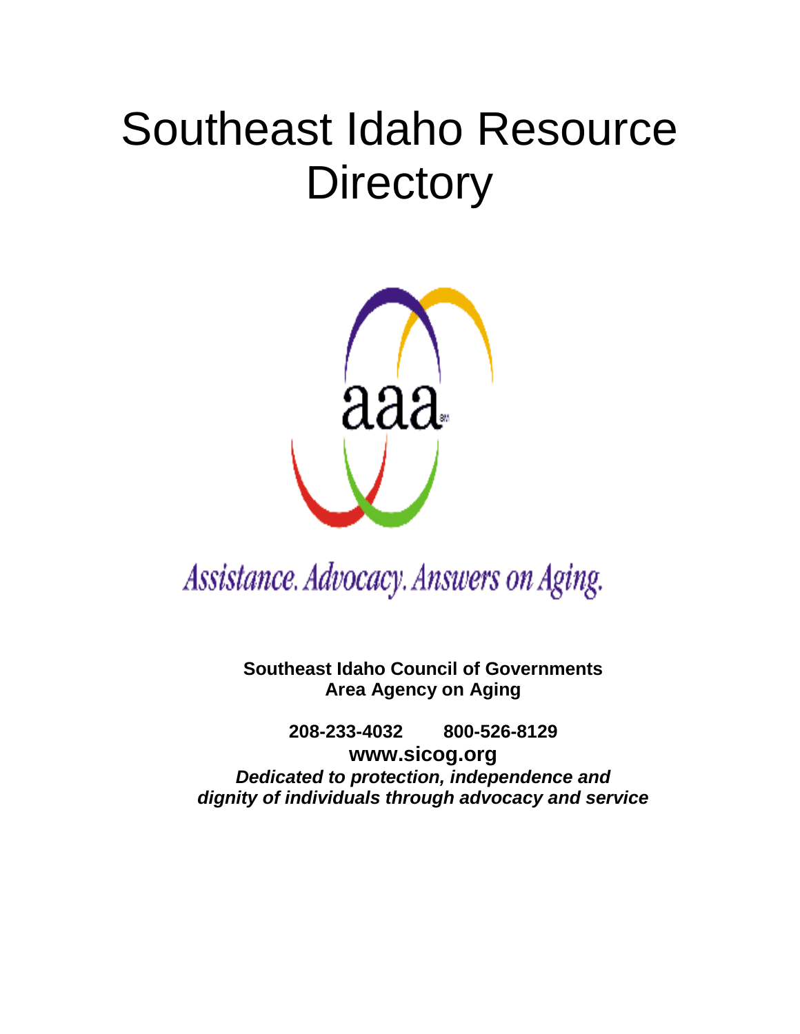# Southeast Idaho Resource Directory

aaa

*Assistance. Advocacy. Answers on Aging.*

**Southeast Idaho Council of Governments**
**Area Agency on Aging**

**208-233-4032 800-526-8129**

**www.sicog.org**

***Dedicated to protection, independence and dignity of individuals through advocacy and service***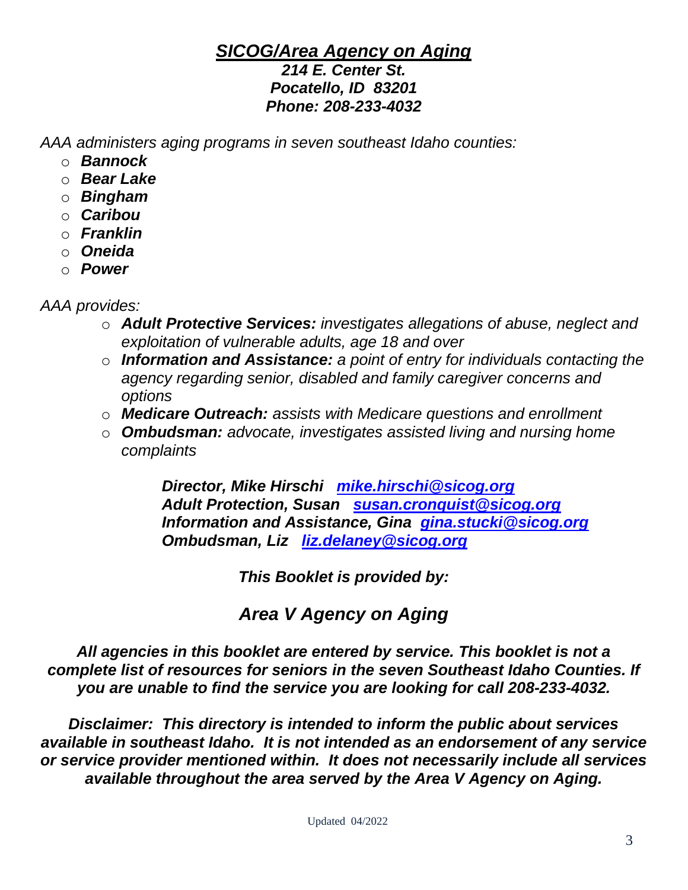# ***SICOG/Area Agency on Aging***

***214 E. Center St.***
***Pocatello, ID 83201***
***Phone: 208-233-4032***

*AAA administers aging programs in seven southeast Idaho counties:*

- ***Bannock***
- ***Bear Lake***
- ***Bingham***
- ***Caribou***
- ***Franklin***
- ***Oneida***
- ***Power***

*AAA provides:*

- ***Adult Protective Services:*** *investigates allegations of abuse, neglect and exploitation of vulnerable adults, age 18 and over*
- ***Information and Assistance:*** *a point of entry for individuals contacting the agency regarding senior, disabled and family caregiver concerns and options*
- ***Medicare Outreach:*** *assists with Medicare questions and enrollment*
- ***Ombudsman:*** *advocate, investigates assisted living and nursing home complaints*

***Director, Mike Hirschi [mike.hirschi@sicog.org](mailto:mike.hirschi@sicog.org)***
***Adult Protection, Susan [susan.cronquist@sicog.org](mailto:susan.cronquist@sicog.org)***
***Information and Assistance, Gina [gina.stucki@sicog.org](mailto:gina.stucki@sicog.org)***
***Ombudsman, Liz [liz.delaney@sicog.org](mailto:liz.delaney@sicog.org)***

***This Booklet is provided by:***

## *Area V Agency on Aging*

***All agencies in this booklet are entered by service. This booklet is not a complete list of resources for seniors in the seven Southeast Idaho Counties. If you are unable to find the service you are looking for call 208-233-4032.***

***Disclaimer: This directory is intended to inform the public about services available in southeast Idaho. It is not intended as an endorsement of any service or service provider mentioned within. It does not necessarily include all services available throughout the area served by the Area V Agency on Aging.***

Updated 04/2022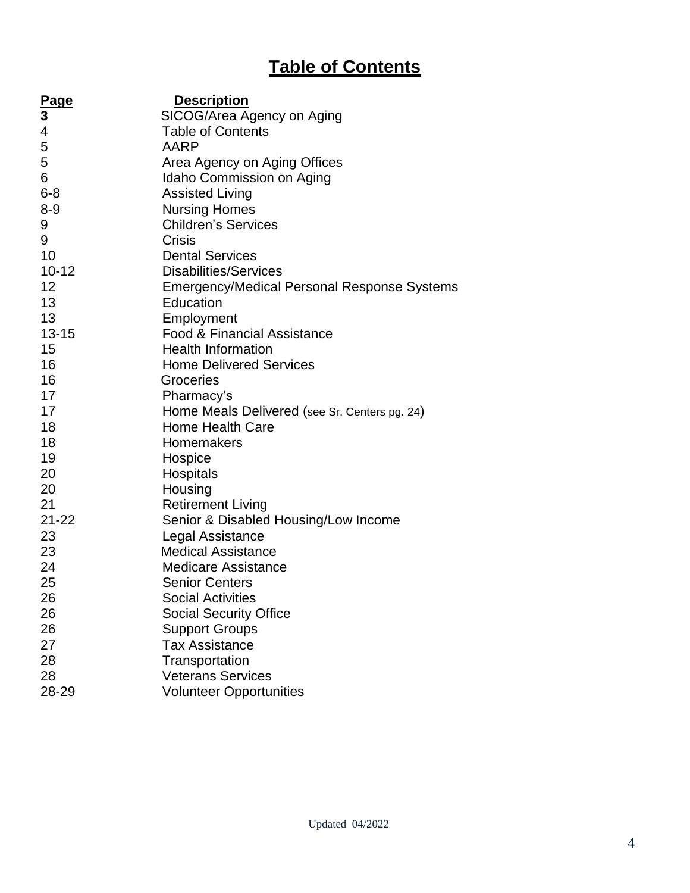# Table of Contents

| Page | Description |
| --- | --- |
| **3** | SICOG/Area Agency on Aging |
| 4 | Table of Contents |
| 5 | AARP |
| 5 | Area Agency on Aging Offices |
| 6 | Idaho Commission on Aging |
| 6-8 | Assisted Living |
| 8-9 | Nursing Homes |
| 9 | Children's Services |
| 9 | Crisis |
| 10 | Dental Services |
| 10-12 | Disabilities/Services |
| 12 | Emergency/Medical Personal Response Systems |
| 13 | Education |
| 13 | Employment |
| 13-15 | Food & Financial Assistance |
| 15 | Health Information |
| 16 | Home Delivered Services |
| 16 | Groceries |
| 17 | Pharmacy's |
| 17 | Home Meals Delivered (see Sr. Centers pg. 24) |
| 18 | Home Health Care |
| 18 | Homemakers |
| 19 | Hospice |
| 20 | Hospitals |
| 20 | Housing |
| 21 | Retirement Living |
| 21-22 | Senior & Disabled Housing/Low Income |
| 23 | Legal Assistance |
| 23 | Medical Assistance |
| 24 | Medicare Assistance |
| 25 | Senior Centers |
| 26 | Social Activities |
| 26 | Social Security Office |
| 26 | Support Groups |
| 27 | Tax Assistance |
| 28 | Transportation |
| 28 | Veterans Services |
| 28-29 | Volunteer Opportunities |

Updated 04/2022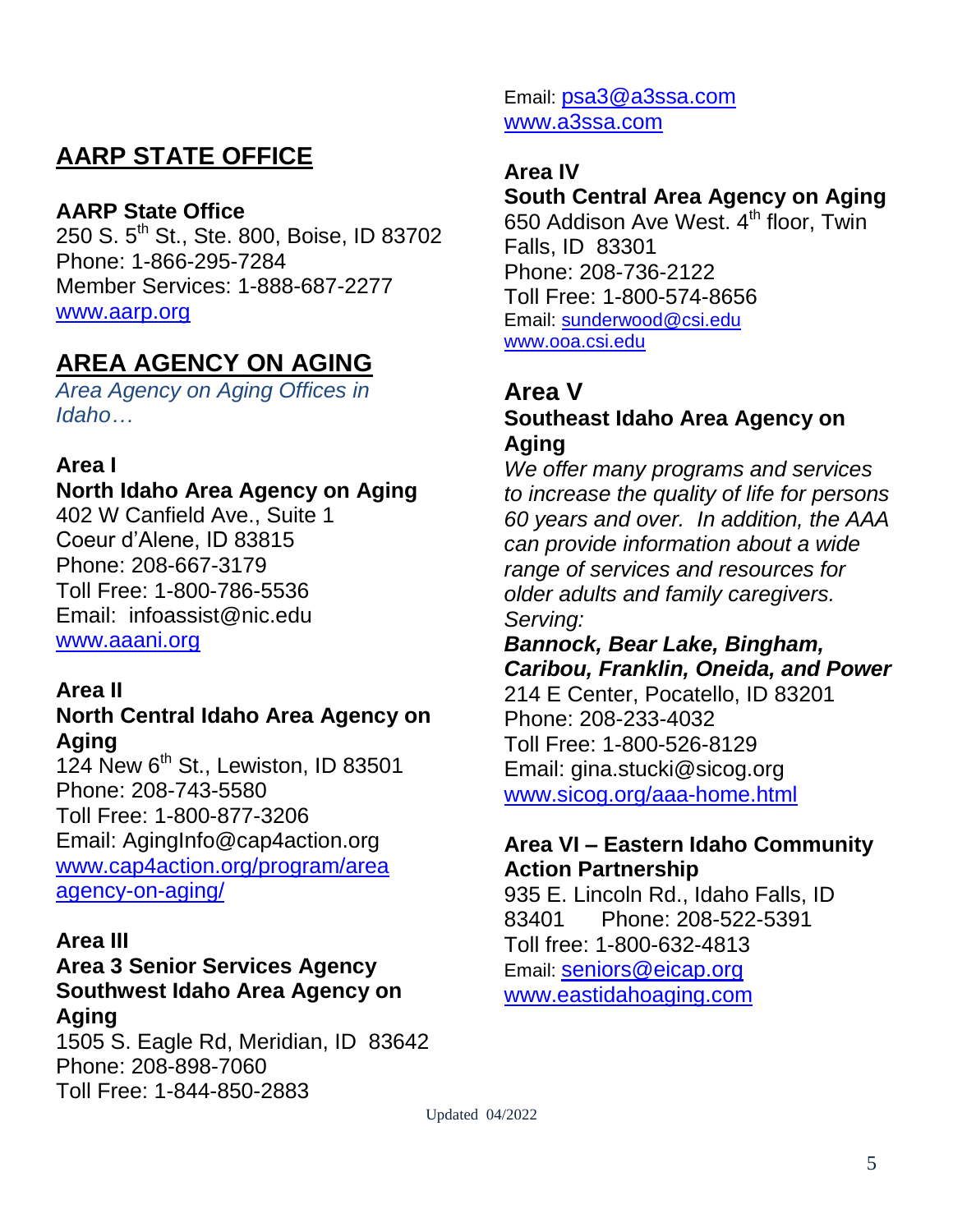## AARP STATE OFFICE

**AARP State Office**
250 S. 5th St., Ste. 800, Boise, ID 83702
Phone: 1-866-295-7284
Member Services: 1-888-687-2277
www.aarp.org

## AREA AGENCY ON AGING

*Area Agency on Aging Offices in Idaho…*

**Area I**
**North Idaho Area Agency on Aging**
402 W Canfield Ave., Suite 1
Coeur d'Alene, ID 83815
Phone: 208-667-3179
Toll Free: 1-800-786-5536
Email: infoassist@nic.edu
www.aaani.org

**Area II**
**North Central Idaho Area Agency on Aging**
124 New 6th St., Lewiston, ID 83501
Phone: 208-743-5580
Toll Free: 1-800-877-3206
Email: AgingInfo@cap4action.org
www.cap4action.org/program/area agency-on-aging/

**Area III**
**Area 3 Senior Services Agency**
**Southwest Idaho Area Agency on Aging**
1505 S. Eagle Rd, Meridian, ID 83642
Phone: 208-898-7060
Toll Free: 1-844-850-2883
Email: psa3@a3ssa.com
www.a3ssa.com

**Area IV**
**South Central Area Agency on Aging**
650 Addison Ave West. 4th floor, Twin Falls, ID 83301
Phone: 208-736-2122
Toll Free: 1-800-574-8656
Email: sunderwood@csi.edu
www.ooa.csi.edu

### Area V

**Southeast Idaho Area Agency on Aging**
*We offer many programs and services to increase the quality of life for persons 60 years and over. In addition, the AAA can provide information about a wide range of services and resources for older adults and family caregivers.*
*Serving:*
***Bannock, Bear Lake, Bingham, Caribou, Franklin, Oneida, and Power***
214 E Center, Pocatello, ID 83201
Phone: 208-233-4032
Toll Free: 1-800-526-8129
Email: gina.stucki@sicog.org
www.sicog.org/aaa-home.html

**Area VI – Eastern Idaho Community Action Partnership**
935 E. Lincoln Rd., Idaho Falls, ID 83401 Phone: 208-522-5391
Toll free: 1-800-632-4813
Email: seniors@eicap.org
www.eastidahoaging.com

Updated 04/2022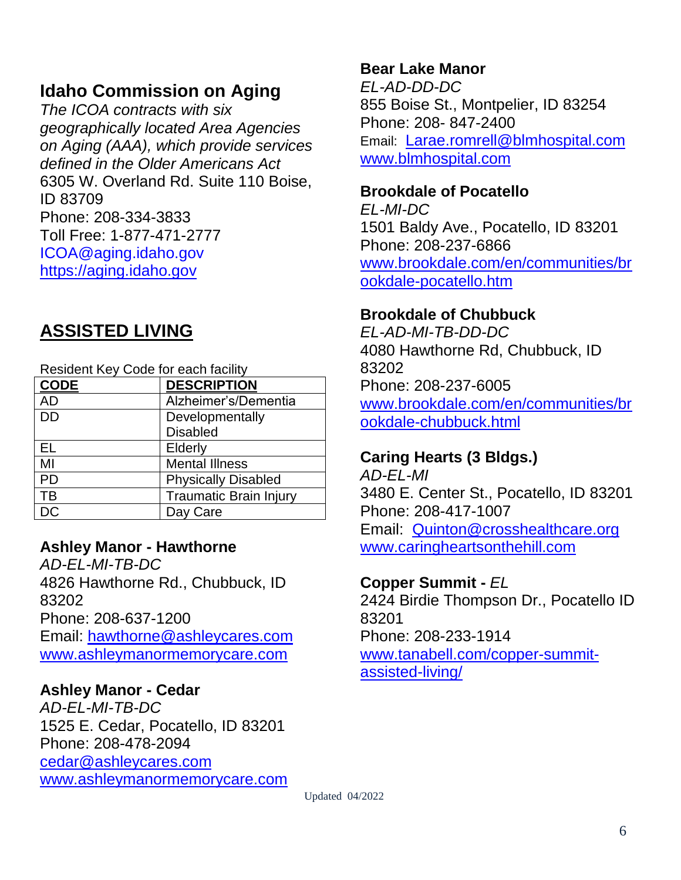## Idaho Commission on Aging

*The ICOA contracts with six geographically located Area Agencies on Aging (AAA), which provide services defined in the Older Americans Act*
6305 W. Overland Rd. Suite 110 Boise, ID 83709
Phone: 208-334-3833
Toll Free: 1-877-471-2777
ICOA@aging.idaho.gov
https://aging.idaho.gov

## ASSISTED LIVING

Resident Key Code for each facility

| CODE | DESCRIPTION |
|---|---|
| AD | Alzheimer's/Dementia |
| DD | Developmentally Disabled |
| EL | Elderly |
| MI | Mental Illness |
| PD | Physically Disabled |
| TB | Traumatic Brain Injury |
| DC | Day Care |

**Ashley Manor - Hawthorne**
*AD-EL-MI-TB-DC*
4826 Hawthorne Rd., Chubbuck, ID 83202
Phone: 208-637-1200
Email: hawthorne@ashleycares.com
www.ashleymanormemorycare.com

**Ashley Manor - Cedar**
*AD-EL-MI-TB-DC*
1525 E. Cedar, Pocatello, ID 83201
Phone: 208-478-2094
cedar@ashleycares.com
www.ashleymanormemorycare.com

**Bear Lake Manor**
*EL-AD-DD-DC*
855 Boise St., Montpelier, ID 83254
Phone: 208- 847-2400
Email: Larae.romrell@blmhospital.com
www.blmhospital.com

**Brookdale of Pocatello**
*EL-MI-DC*
1501 Baldy Ave., Pocatello, ID 83201
Phone: 208-237-6866
www.brookdale.com/en/communities/brookdale-pocatello.htm

**Brookdale of Chubbuck**
*EL-AD-MI-TB-DD-DC*
4080 Hawthorne Rd, Chubbuck, ID 83202
Phone: 208-237-6005
www.brookdale.com/en/communities/brookdale-chubbuck.html

**Caring Hearts (3 Bldgs.)**
*AD-EL-MI*
3480 E. Center St., Pocatello, ID 83201
Phone: 208-417-1007
Email: Quinton@crosshealthcare.org
www.caringheartsonthehill.com

**Copper Summit -** *EL*
2424 Birdie Thompson Dr., Pocatello ID 83201
Phone: 208-233-1914
www.tanabell.com/copper-summit-assisted-living/

Updated 04/2022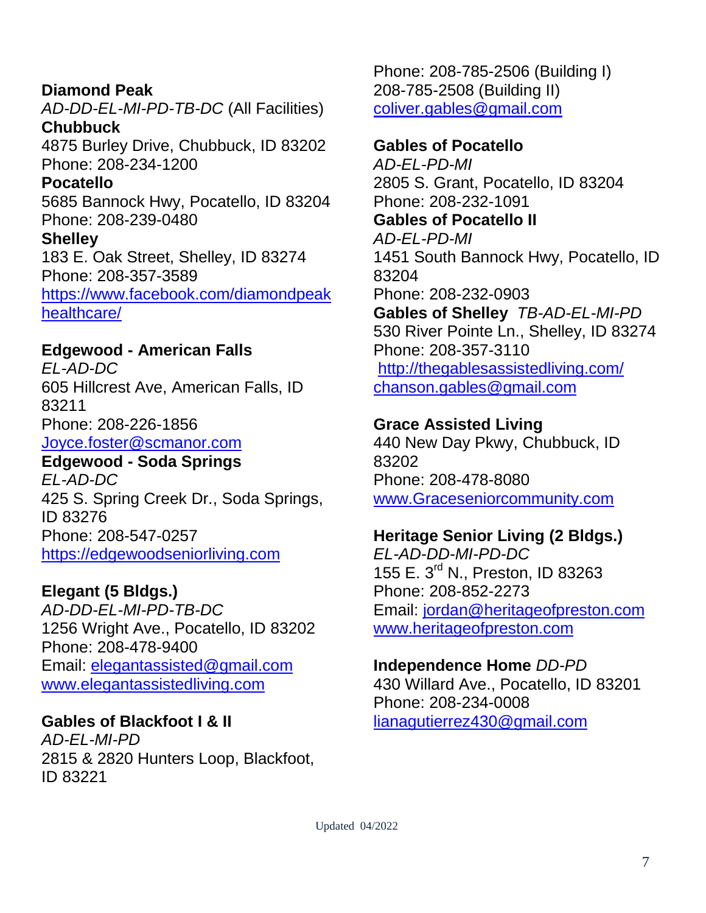**Diamond Peak**
*AD-DD-EL-MI-PD-TB-DC* (All Facilities)
**Chubbuck**
4875 Burley Drive, Chubbuck, ID 83202
Phone: 208-234-1200
**Pocatello**
5685 Bannock Hwy, Pocatello, ID 83204
Phone: 208-239-0480
**Shelley**
183 E. Oak Street, Shelley, ID 83274
Phone: 208-357-3589
https://www.facebook.com/diamondpeakhealthcare/

**Edgewood - American Falls**
*EL-AD-DC*
605 Hillcrest Ave, American Falls, ID 83211
Phone: 208-226-1856
Joyce.foster@scmanor.com
**Edgewood - Soda Springs**
*EL-AD-DC*
425 S. Spring Creek Dr., Soda Springs, ID 83276
Phone: 208-547-0257
https://edgewoodseniorliving.com

**Elegant (5 Bldgs.)**
*AD-DD-EL-MI-PD-TB-DC*
1256 Wright Ave., Pocatello, ID 83202
Phone: 208-478-9400
Email: elegantassisted@gmail.com
www.elegantassistedliving.com

**Gables of Blackfoot I & II**
*AD-EL-MI-PD*
2815 & 2820 Hunters Loop, Blackfoot, ID 83221
Phone: 208-785-2506 (Building I)
208-785-2508 (Building II)
coliver.gables@gmail.com

**Gables of Pocatello**
*AD-EL-PD-MI*
2805 S. Grant, Pocatello, ID 83204
Phone: 208-232-1091
**Gables of Pocatello II**
*AD-EL-PD-MI*
1451 South Bannock Hwy, Pocatello, ID 83204
Phone: 208-232-0903
**Gables of Shelley** *TB-AD-EL-MI-PD*
530 River Pointe Ln., Shelley, ID 83274
Phone: 208-357-3110
http://thegablesassistedliving.com/
chanson.gables@gmail.com

**Grace Assisted Living**
440 New Day Pkwy, Chubbuck, ID 83202
Phone: 208-478-8080
www.Graceseniorcommunity.com

**Heritage Senior Living (2 Bldgs.)**
*EL-AD-DD-MI-PD-DC*
155 E. 3rd N., Preston, ID 83263
Phone: 208-852-2273
Email: jordan@heritageofpreston.com
www.heritageofpreston.com

**Independence Home** *DD-PD*
430 Willard Ave., Pocatello, ID 83201
Phone: 208-234-0008
lianagutierrez430@gmail.com

Updated 04/2022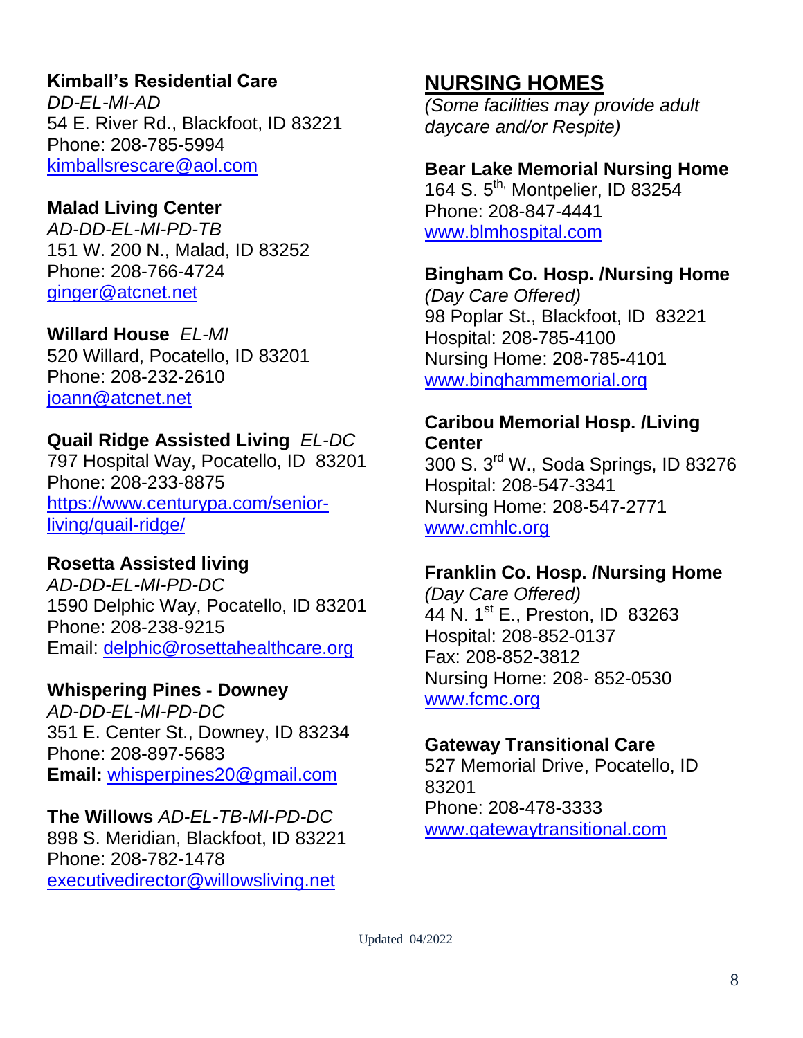**Kimball's Residential Care**
*DD-EL-MI-AD*
54 E. River Rd., Blackfoot, ID 83221
Phone: 208-785-5994
kimballsrescare@aol.com

**Malad Living Center**
*AD-DD-EL-MI-PD-TB*
151 W. 200 N., Malad, ID 83252
Phone: 208-766-4724
ginger@atcnet.net

**Willard House** *EL-MI*
520 Willard, Pocatello, ID 83201
Phone: 208-232-2610
joann@atcnet.net

**Quail Ridge Assisted Living** *EL-DC*
797 Hospital Way, Pocatello, ID 83201
Phone: 208-233-8875
https://www.centurypa.com/senior-living/quail-ridge/

**Rosetta Assisted living**
*AD-DD-EL-MI-PD-DC*
1590 Delphic Way, Pocatello, ID 83201
Phone: 208-238-9215
Email: delphic@rosettahealthcare.org

**Whispering Pines - Downey**
*AD-DD-EL-MI-PD-DC*
351 E. Center St., Downey, ID 83234
Phone: 208-897-5683
**Email:** whisperpines20@gmail.com

**The Willows** *AD-EL-TB-MI-PD-DC*
898 S. Meridian, Blackfoot, ID 83221
Phone: 208-782-1478
executivedirector@willowsliving.net

## NURSING HOMES

*(Some facilities may provide adult daycare and/or Respite)*

**Bear Lake Memorial Nursing Home**
164 S. 5th, Montpelier, ID 83254
Phone: 208-847-4441
www.blmhospital.com

**Bingham Co. Hosp. /Nursing Home**
*(Day Care Offered)*
98 Poplar St., Blackfoot, ID 83221
Hospital: 208-785-4100
Nursing Home: 208-785-4101
www.binghammemorial.org

**Caribou Memorial Hosp. /Living Center**
300 S. 3rd W., Soda Springs, ID 83276
Hospital: 208-547-3341
Nursing Home: 208-547-2771
www.cmhlc.org

**Franklin Co. Hosp. /Nursing Home**
*(Day Care Offered)*
44 N. 1st E., Preston, ID 83263
Hospital: 208-852-0137
Fax: 208-852-3812
Nursing Home: 208- 852-0530
www.fcmc.org

**Gateway Transitional Care**
527 Memorial Drive, Pocatello, ID 83201
Phone: 208-478-3333
www.gatewaytransitional.com

Updated 04/2022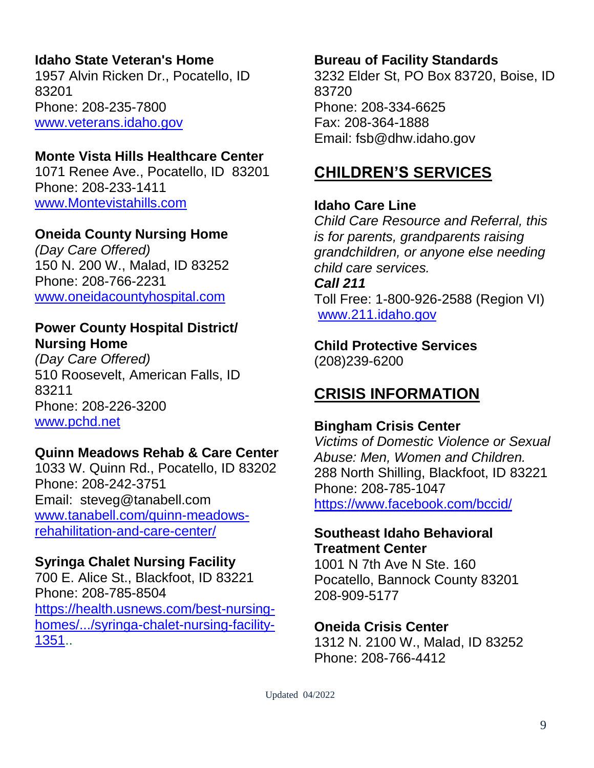**Idaho State Veteran's Home**
1957 Alvin Ricken Dr., Pocatello, ID 83201
Phone: 208-235-7800
www.veterans.idaho.gov

**Monte Vista Hills Healthcare Center**
1071 Renee Ave., Pocatello, ID 83201
Phone: 208-233-1411
www.Montevistahills.com

**Oneida County Nursing Home**
*(Day Care Offered)*
150 N. 200 W., Malad, ID 83252
Phone: 208-766-2231
www.oneidacountyhospital.com

**Power County Hospital District/ Nursing Home**
*(Day Care Offered)*
510 Roosevelt, American Falls, ID 83211
Phone: 208-226-3200
www.pchd.net

**Quinn Meadows Rehab & Care Center**
1033 W. Quinn Rd., Pocatello, ID 83202
Phone: 208-242-3751
Email: steveg@tanabell.com
www.tanabell.com/quinn-meadows-rehahilitation-and-care-center/

**Syringa Chalet Nursing Facility**
700 E. Alice St., Blackfoot, ID 83221
Phone: 208-785-8504
https://health.usnews.com/best-nursing-homes/.../syringa-chalet-nursing-facility-1351..

**Bureau of Facility Standards**
3232 Elder St, PO Box 83720, Boise, ID 83720
Phone: 208-334-6625
Fax: 208-364-1888
Email: fsb@dhw.idaho.gov

## CHILDREN'S SERVICES

**Idaho Care Line**
*Child Care Resource and Referral, this is for parents, grandparents raising grandchildren, or anyone else needing child care services.*
***Call 211***
Toll Free: 1-800-926-2588 (Region VI)
www.211.idaho.gov

**Child Protective Services**
(208)239-6200

## CRISIS INFORMATION

**Bingham Crisis Center**
*Victims of Domestic Violence or Sexual Abuse: Men, Women and Children.*
288 North Shilling, Blackfoot, ID 83221
Phone: 208-785-1047
https://www.facebook.com/bccid/

**Southeast Idaho Behavioral Treatment Center**
1001 N 7th Ave N Ste. 160
Pocatello, Bannock County 83201
208-909-5177

**Oneida Crisis Center**
1312 N. 2100 W., Malad, ID 83252
Phone: 208-766-4412

Updated 04/2022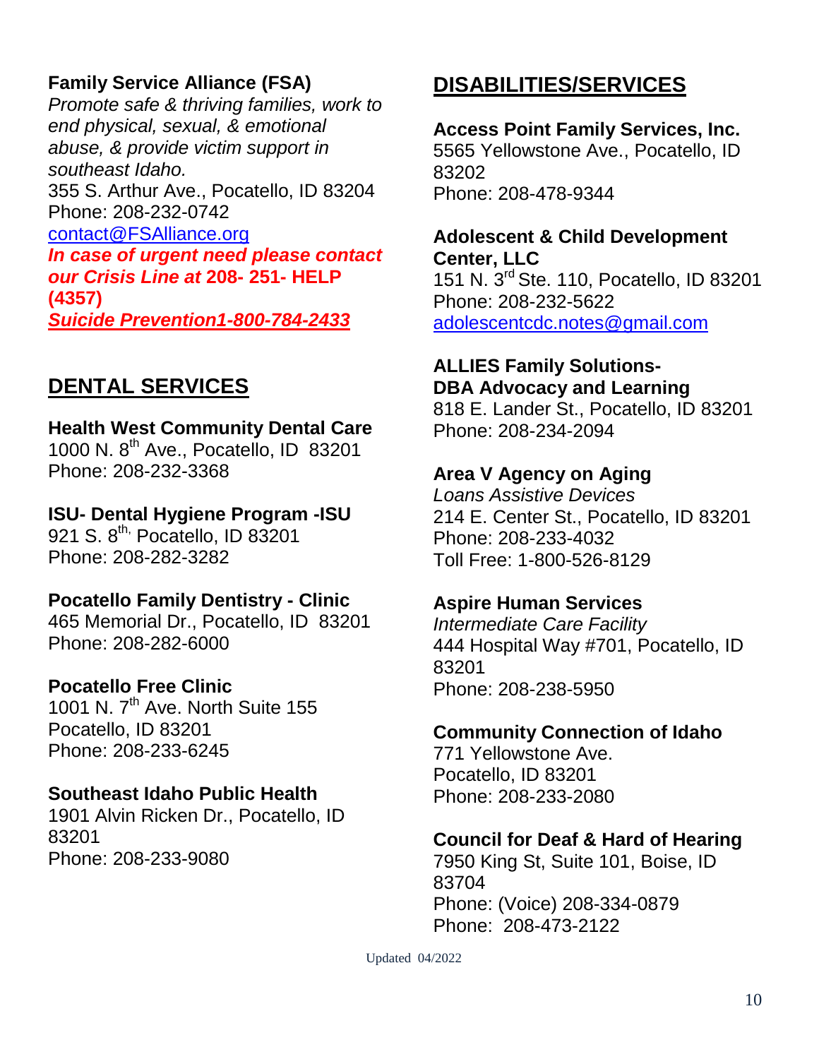**Family Service Alliance (FSA)**
*Promote safe & thriving families, work to end physical, sexual, & emotional abuse, & provide victim support in southeast Idaho.*
355 S. Arthur Ave., Pocatello, ID 83204
Phone: 208-232-0742
contact@FSAlliance.org
***In case of urgent need please contact our Crisis Line at* 208- 251- HELP (4357)**
***Suicide Prevention1-800-784-2433***

## DENTAL SERVICES

**Health West Community Dental Care**
1000 N. 8th Ave., Pocatello, ID 83201
Phone: 208-232-3368

**ISU- Dental Hygiene Program -ISU**
921 S. 8th, Pocatello, ID 83201
Phone: 208-282-3282

**Pocatello Family Dentistry - Clinic**
465 Memorial Dr., Pocatello, ID 83201
Phone: 208-282-6000

**Pocatello Free Clinic**
1001 N. 7th Ave. North Suite 155
Pocatello, ID 83201
Phone: 208-233-6245

**Southeast Idaho Public Health**
1901 Alvin Ricken Dr., Pocatello, ID 83201
Phone: 208-233-9080

## DISABILITIES/SERVICES

**Access Point Family Services, Inc.**
5565 Yellowstone Ave., Pocatello, ID 83202
Phone: 208-478-9344

**Adolescent & Child Development Center, LLC**
151 N. 3rd Ste. 110, Pocatello, ID 83201
Phone: 208-232-5622
adolescentcdc.notes@gmail.com

**ALLIES Family Solutions-**
**DBA Advocacy and Learning**
818 E. Lander St., Pocatello, ID 83201
Phone: 208-234-2094

**Area V Agency on Aging**
*Loans Assistive Devices*
214 E. Center St., Pocatello, ID 83201
Phone: 208-233-4032
Toll Free: 1-800-526-8129

**Aspire Human Services**
*Intermediate Care Facility*
444 Hospital Way #701, Pocatello, ID 83201
Phone: 208-238-5950

**Community Connection of Idaho**
771 Yellowstone Ave.
Pocatello, ID 83201
Phone: 208-233-2080

**Council for Deaf & Hard of Hearing**
7950 King St, Suite 101, Boise, ID 83704
Phone: (Voice) 208-334-0879
Phone: 208-473-2122

Updated 04/2022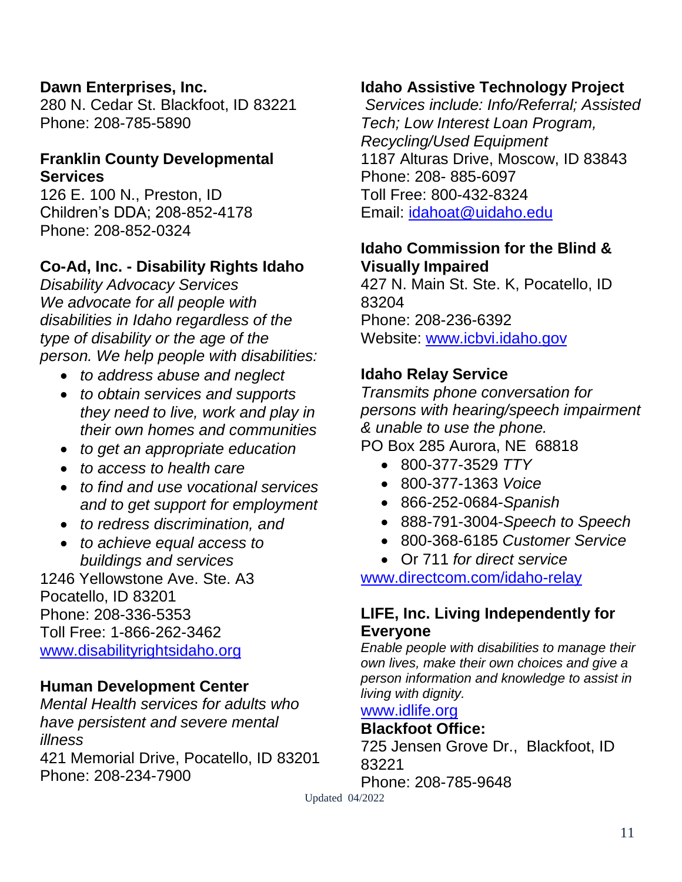**Dawn Enterprises, Inc.**
280 N. Cedar St. Blackfoot, ID 83221
Phone: 208-785-5890

**Franklin County Developmental Services**
126 E. 100 N., Preston, ID
Children's DDA; 208-852-4178
Phone: 208-852-0324

**Co-Ad, Inc. - Disability Rights Idaho**
*Disability Advocacy Services*
*We advocate for all people with disabilities in Idaho regardless of the type of disability or the age of the person. We help people with disabilities:*

- *to address abuse and neglect*
- *to obtain services and supports they need to live, work and play in their own homes and communities*
- *to get an appropriate education*
- *to access to health care*
- *to find and use vocational services and to get support for employment*
- *to redress discrimination, and*
- *to achieve equal access to buildings and services*

1246 Yellowstone Ave. Ste. A3
Pocatello, ID 83201
Phone: 208-336-5353
Toll Free: 1-866-262-3462
www.disabilityrightsidaho.org

**Human Development Center**
*Mental Health services for adults who have persistent and severe mental illness*
421 Memorial Drive, Pocatello, ID 83201
Phone: 208-234-7900

**Idaho Assistive Technology Project**
*Services include: Info/Referral; Assisted Tech; Low Interest Loan Program, Recycling/Used Equipment*
1187 Alturas Drive, Moscow, ID 83843
Phone: 208- 885-6097
Toll Free: 800-432-8324
Email: idahoat@uidaho.edu

**Idaho Commission for the Blind & Visually Impaired**
427 N. Main St. Ste. K, Pocatello, ID 83204
Phone: 208-236-6392
Website: www.icbvi.idaho.gov

**Idaho Relay Service**
*Transmits phone conversation for persons with hearing/speech impairment & unable to use the phone.*
PO Box 285 Aurora, NE 68818

- 800-377-3529 *TTY*
- 800-377-1363 *Voice*
- 866-252-0684-*Spanish*
- 888-791-3004-*Speech to Speech*
- 800-368-6185 *Customer Service*
- Or 711 *for direct service*

www.directcom.com/idaho-relay

**LIFE, Inc. Living Independently for Everyone**
*Enable people with disabilities to manage their own lives, make their own choices and give a person information and knowledge to assist in living with dignity.*
www.idlife.org

**Blackfoot Office:**
725 Jensen Grove Dr., Blackfoot, ID 83221
Phone: 208-785-9648

Updated 04/2022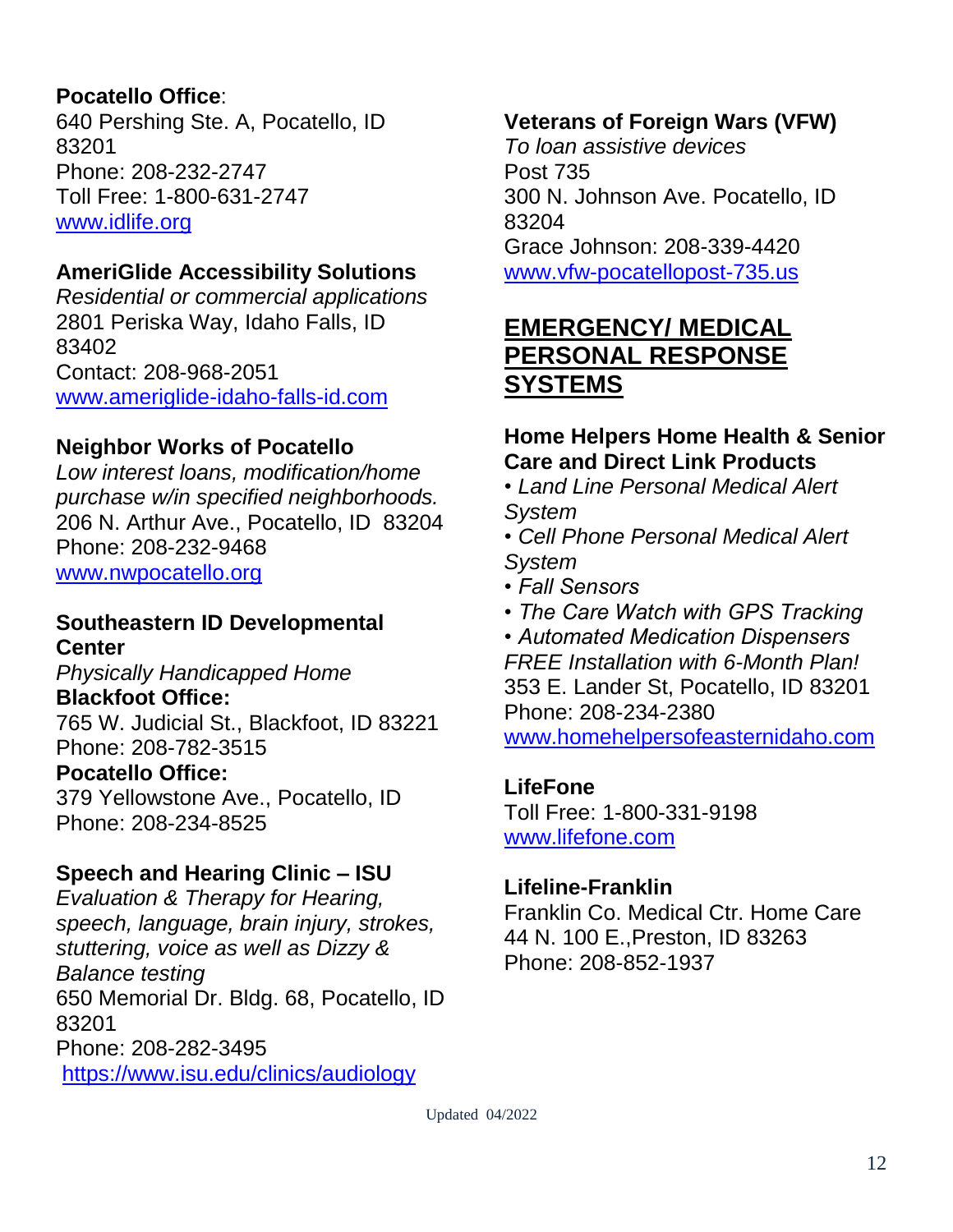**Pocatello Office**:
640 Pershing Ste. A, Pocatello, ID 83201
Phone: 208-232-2747
Toll Free: 1-800-631-2747
[www.idlife.org](http://www.idlife.org)

**AmeriGlide Accessibility Solutions**
*Residential or commercial applications*
2801 Periska Way, Idaho Falls, ID 83402
Contact: 208-968-2051
[www.ameriglide-idaho-falls-id.com](http://www.ameriglide-idaho-falls-id.com)

**Neighbor Works of Pocatello**
*Low interest loans, modification/home purchase w/in specified neighborhoods.*
206 N. Arthur Ave., Pocatello, ID 83204
Phone: 208-232-9468
[www.nwpocatello.org](http://www.nwpocatello.org)

**Southeastern ID Developmental Center**
*Physically Handicapped Home*
**Blackfoot Office:**
765 W. Judicial St., Blackfoot, ID 83221
Phone: 208-782-3515
**Pocatello Office:**
379 Yellowstone Ave., Pocatello, ID
Phone: 208-234-8525

**Speech and Hearing Clinic – ISU**
*Evaluation & Therapy for Hearing, speech, language, brain injury, strokes, stuttering, voice as well as Dizzy & Balance testing*
650 Memorial Dr. Bldg. 68, Pocatello, ID 83201
Phone: 208-282-3495
[https://www.isu.edu/clinics/audiology](https://www.isu.edu/clinics/audiology)

**Veterans of Foreign Wars (VFW)**
*To loan assistive devices*
Post 735
300 N. Johnson Ave. Pocatello, ID 83204
Grace Johnson: 208-339-4420
[www.vfw-pocatellopost-735.us](http://www.vfw-pocatellopost-735.us)

## EMERGENCY/ MEDICAL PERSONAL RESPONSE SYSTEMS

**Home Helpers Home Health & Senior Care and Direct Link Products**

- *Land Line Personal Medical Alert System*
- *Cell Phone Personal Medical Alert System*
- *Fall Sensors*
- *The Care Watch with GPS Tracking*
- *Automated Medication Dispensers*

*FREE Installation with 6-Month Plan!*
353 E. Lander St, Pocatello, ID 83201
Phone: 208-234-2380
[www.homehelpersofeasternidaho.com](http://www.homehelpersofeasternidaho.com)

**LifeFone**
Toll Free: 1-800-331-9198
[www.lifefone.com](http://www.lifefone.com)

**Lifeline-Franklin**
Franklin Co. Medical Ctr. Home Care
44 N. 100 E.,Preston, ID 83263
Phone: 208-852-1937

Updated 04/2022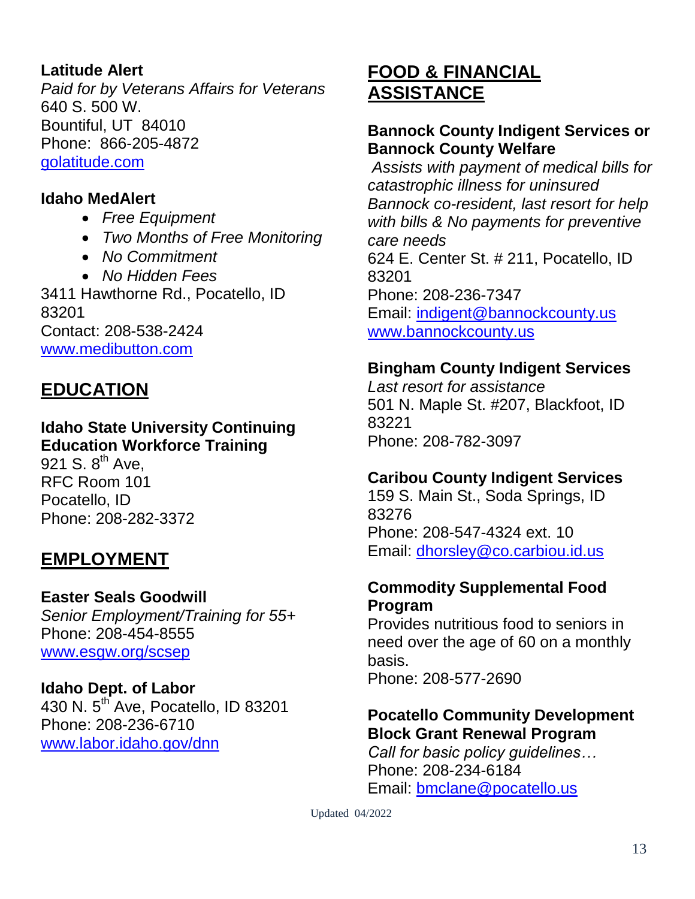**Latitude Alert**
*Paid for by Veterans Affairs for Veterans*
640 S. 500 W.
Bountiful, UT 84010
Phone: 866-205-4872
golatitude.com

**Idaho MedAlert**

- *Free Equipment*
- *Two Months of Free Monitoring*
- *No Commitment*
- *No Hidden Fees*

3411 Hawthorne Rd., Pocatello, ID 83201
Contact: 208-538-2424
www.medibutton.com

## EDUCATION

**Idaho State University Continuing Education Workforce Training**
921 S. 8th Ave,
RFC Room 101
Pocatello, ID
Phone: 208-282-3372

## EMPLOYMENT

**Easter Seals Goodwill**
*Senior Employment/Training for 55+*
Phone: 208-454-8555
www.esgw.org/scsep

**Idaho Dept. of Labor**
430 N. 5th Ave, Pocatello, ID 83201
Phone: 208-236-6710
www.labor.idaho.gov/dnn

## FOOD & FINANCIAL ASSISTANCE

**Bannock County Indigent Services or Bannock County Welfare**
*Assists with payment of medical bills for catastrophic illness for uninsured Bannock co-resident, last resort for help with bills & No payments for preventive care needs*
624 E. Center St. # 211, Pocatello, ID 83201
Phone: 208-236-7347
Email: indigent@bannockcounty.us
www.bannockcounty.us

**Bingham County Indigent Services**
*Last resort for assistance*
501 N. Maple St. #207, Blackfoot, ID 83221
Phone: 208-782-3097

**Caribou County Indigent Services**
159 S. Main St., Soda Springs, ID 83276
Phone: 208-547-4324 ext. 10
Email: dhorsley@co.carbiou.id.us

**Commodity Supplemental Food Program**
Provides nutritious food to seniors in need over the age of 60 on a monthly basis.
Phone: 208-577-2690

**Pocatello Community Development Block Grant Renewal Program**
*Call for basic policy guidelines…*
Phone: 208-234-6184
Email: bmclane@pocatello.us

Updated 04/2022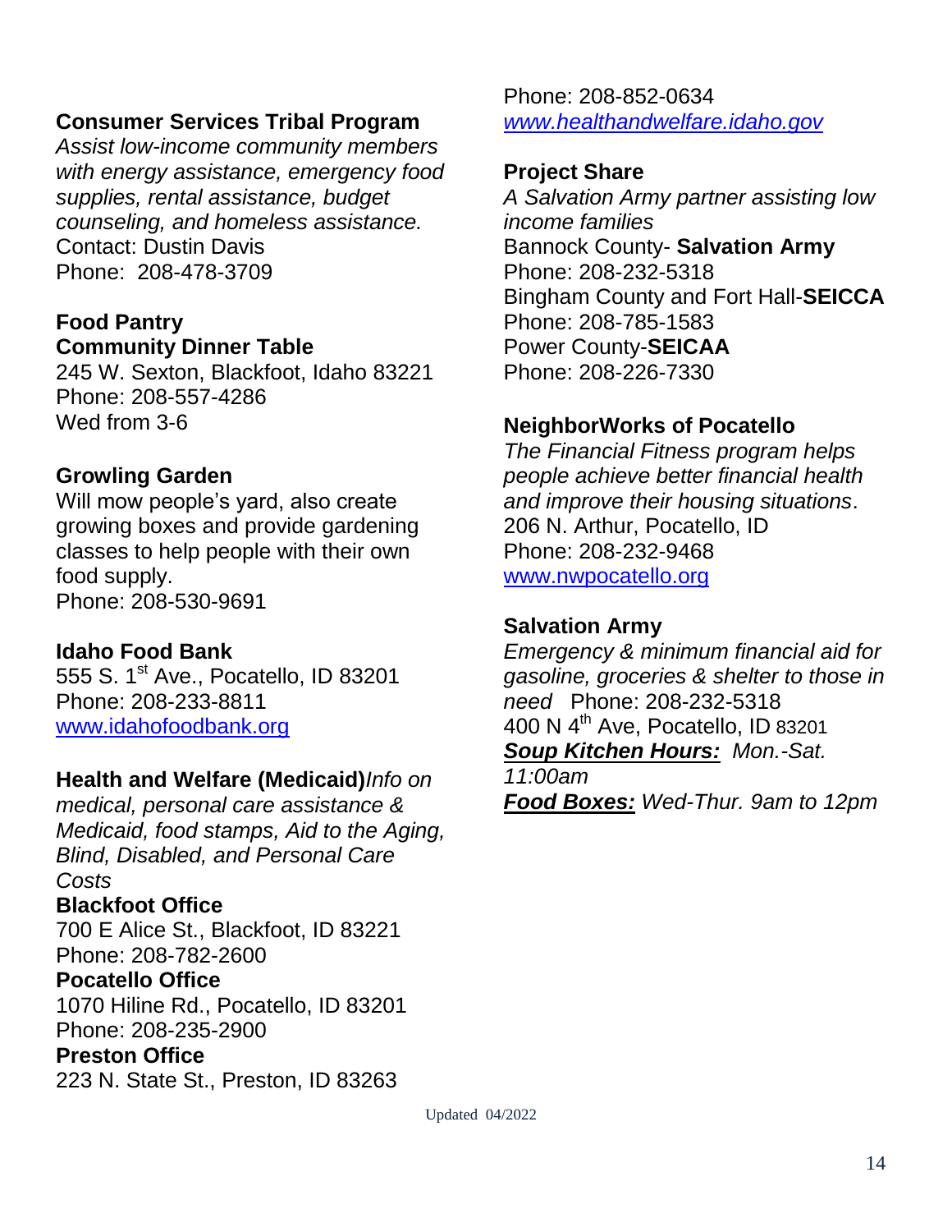**Consumer Services Tribal Program**
*Assist low-income community members with energy assistance, emergency food supplies, rental assistance, budget counseling, and homeless assistance.*
Contact: Dustin Davis
Phone: 208-478-3709

**Food Pantry**
**Community Dinner Table**
245 W. Sexton, Blackfoot, Idaho 83221
Phone: 208-557-4286
Wed from 3-6

**Growling Garden**
Will mow people's yard, also create growing boxes and provide gardening classes to help people with their own food supply.
Phone: 208-530-9691

**Idaho Food Bank**
555 S. 1st Ave., Pocatello, ID 83201
Phone: 208-233-8811
[www.idahofoodbank.org](http://www.idahofoodbank.org)

**Health and Welfare (Medicaid)***Info on medical, personal care assistance & Medicaid, food stamps, Aid to the Aging, Blind, Disabled, and Personal Care Costs*
**Blackfoot Office**
700 E Alice St., Blackfoot, ID 83221
Phone: 208-782-2600
**Pocatello Office**
1070 Hiline Rd., Pocatello, ID 83201
Phone: 208-235-2900
**Preston Office**
223 N. State St., Preston, ID 83263
Phone: 208-852-0634
*[www.healthandwelfare.idaho.gov](http://www.healthandwelfare.idaho.gov)*

**Project Share**
*A Salvation Army partner assisting low income families*
Bannock County- **Salvation Army**
Phone: 208-232-5318
Bingham County and Fort Hall-**SEICCA**
Phone: 208-785-1583
Power County-**SEICAA**
Phone: 208-226-7330

**NeighborWorks of Pocatello**
*The Financial Fitness program helps people achieve better financial health and improve their housing situations*.
206 N. Arthur, Pocatello, ID
Phone: 208-232-9468
[www.nwpocatello.org](http://www.nwpocatello.org)

**Salvation Army**
*Emergency & minimum financial aid for gasoline, groceries & shelter to those in need* Phone: 208-232-5318
400 N 4th Ave, Pocatello, ID 83201
***Soup Kitchen Hours:*** *Mon.-Sat. 11:00am*
***Food Boxes:*** *Wed-Thur. 9am to 12pm*

Updated 04/2022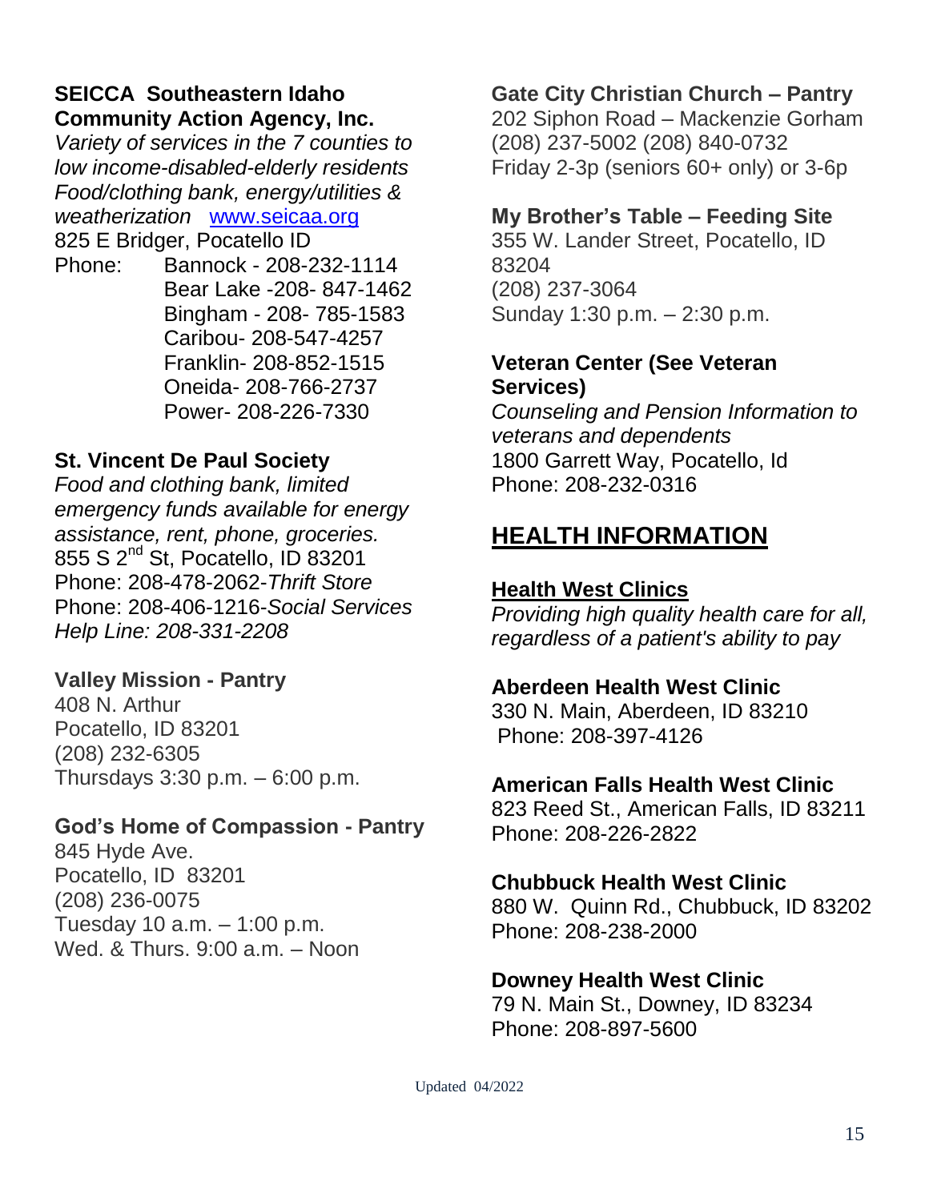**SEICCA Southeastern Idaho Community Action Agency, Inc.**
*Variety of services in the 7 counties to low income-disabled-elderly residents Food/clothing bank, energy/utilities & weatherization* [www.seicaa.org](http://www.seicaa.org)
825 E Bridger, Pocatello ID
Phone: Bannock - 208-232-1114
Bear Lake -208- 847-1462
Bingham - 208- 785-1583
Caribou- 208-547-4257
Franklin- 208-852-1515
Oneida- 208-766-2737
Power- 208-226-7330

**St. Vincent De Paul Society**
*Food and clothing bank, limited emergency funds available for energy assistance, rent, phone, groceries.*
855 S 2nd St, Pocatello, ID 83201
Phone: 208-478-2062-*Thrift Store*
Phone: 208-406-1216-*Social Services*
*Help Line: 208-331-2208*

**Valley Mission - Pantry**
408 N. Arthur
Pocatello, ID 83201
(208) 232-6305
Thursdays 3:30 p.m. – 6:00 p.m.

**God's Home of Compassion - Pantry**
845 Hyde Ave.
Pocatello, ID 83201
(208) 236-0075
Tuesday 10 a.m. – 1:00 p.m.
Wed. & Thurs. 9:00 a.m. – Noon

**Gate City Christian Church – Pantry**
202 Siphon Road – Mackenzie Gorham
(208) 237-5002 (208) 840-0732
Friday 2-3p (seniors 60+ only) or 3-6p

**My Brother's Table – Feeding Site**
355 W. Lander Street, Pocatello, ID 83204
(208) 237-3064
Sunday 1:30 p.m. – 2:30 p.m.

**Veteran Center (See Veteran Services)**
*Counseling and Pension Information to veterans and dependents*
1800 Garrett Way, Pocatello, Id
Phone: 208-232-0316

## HEALTH INFORMATION

**Health West Clinics**
*Providing high quality health care for all, regardless of a patient's ability to pay*

**Aberdeen Health West Clinic**
330 N. Main, Aberdeen, ID 83210
Phone: 208-397-4126

**American Falls Health West Clinic**
823 Reed St., American Falls, ID 83211
Phone: 208-226-2822

**Chubbuck Health West Clinic**
880 W. Quinn Rd., Chubbuck, ID 83202
Phone: 208-238-2000

**Downey Health West Clinic**
79 N. Main St., Downey, ID 83234
Phone: 208-897-5600

Updated 04/2022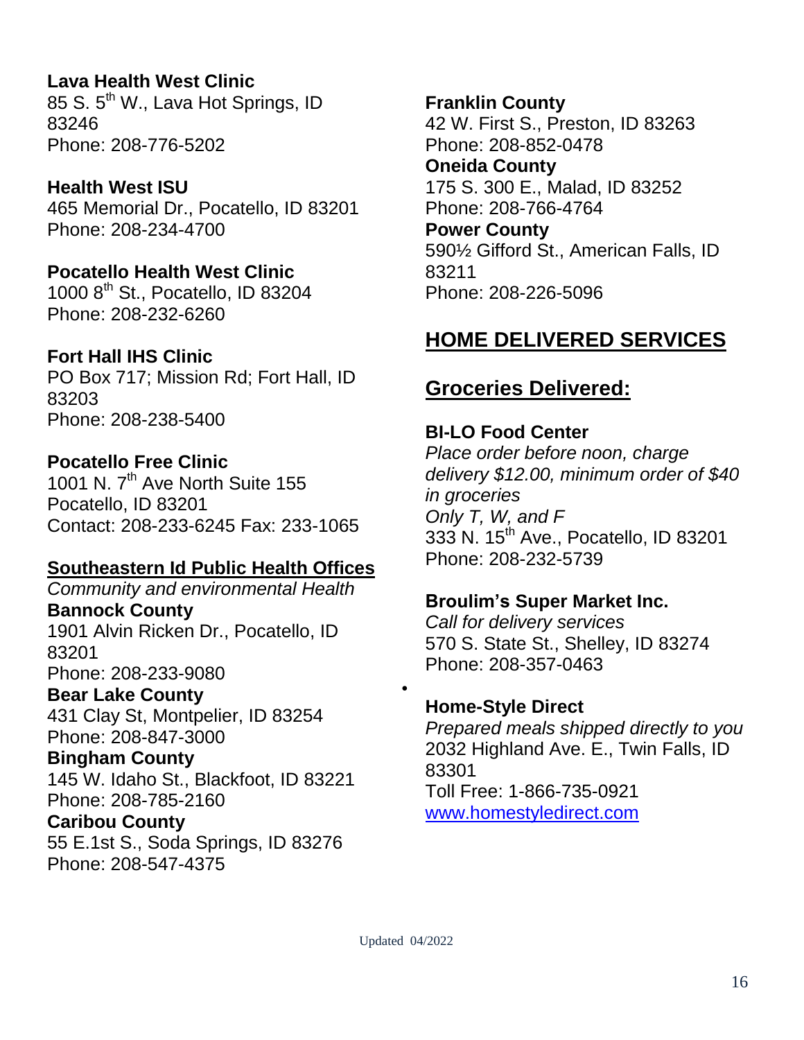**Lava Health West Clinic**
85 S. 5th W., Lava Hot Springs, ID 83246
Phone: 208-776-5202

**Health West ISU**
465 Memorial Dr., Pocatello, ID 83201
Phone: 208-234-4700

**Pocatello Health West Clinic**
1000 8th St., Pocatello, ID 83204
Phone: 208-232-6260

**Fort Hall IHS Clinic**
PO Box 717; Mission Rd; Fort Hall, ID 83203
Phone: 208-238-5400

**Pocatello Free Clinic**
1001 N. 7th Ave North Suite 155
Pocatello, ID 83201
Contact: 208-233-6245 Fax: 233-1065

**Southeastern Id Public Health Offices**
*Community and environmental Health*

**Bannock County**
1901 Alvin Ricken Dr., Pocatello, ID 83201
Phone: 208-233-9080

**Bear Lake County**
431 Clay St, Montpelier, ID 83254
Phone: 208-847-3000

**Bingham County**
145 W. Idaho St., Blackfoot, ID 83221
Phone: 208-785-2160

**Caribou County**
55 E.1st S., Soda Springs, ID 83276
Phone: 208-547-4375

**Franklin County**
42 W. First S., Preston, ID 83263
Phone: 208-852-0478

**Oneida County**
175 S. 300 E., Malad, ID 83252
Phone: 208-766-4764

**Power County**
590½ Gifford St., American Falls, ID 83211
Phone: 208-226-5096

## HOME DELIVERED SERVICES

### Groceries Delivered:

**BI-LO Food Center**
*Place order before noon, charge delivery $12.00, minimum order of $40 in groceries*
*Only T, W, and F*
333 N. 15th Ave., Pocatello, ID 83201
Phone: 208-232-5739

**Broulim's Super Market Inc.**
*Call for delivery services*
570 S. State St., Shelley, ID 83274
Phone: 208-357-0463

**Home-Style Direct**
*Prepared meals shipped directly to you*
2032 Highland Ave. E., Twin Falls, ID 83301
Toll Free: 1-866-735-0921
www.homestyledirect.com

Updated 04/2022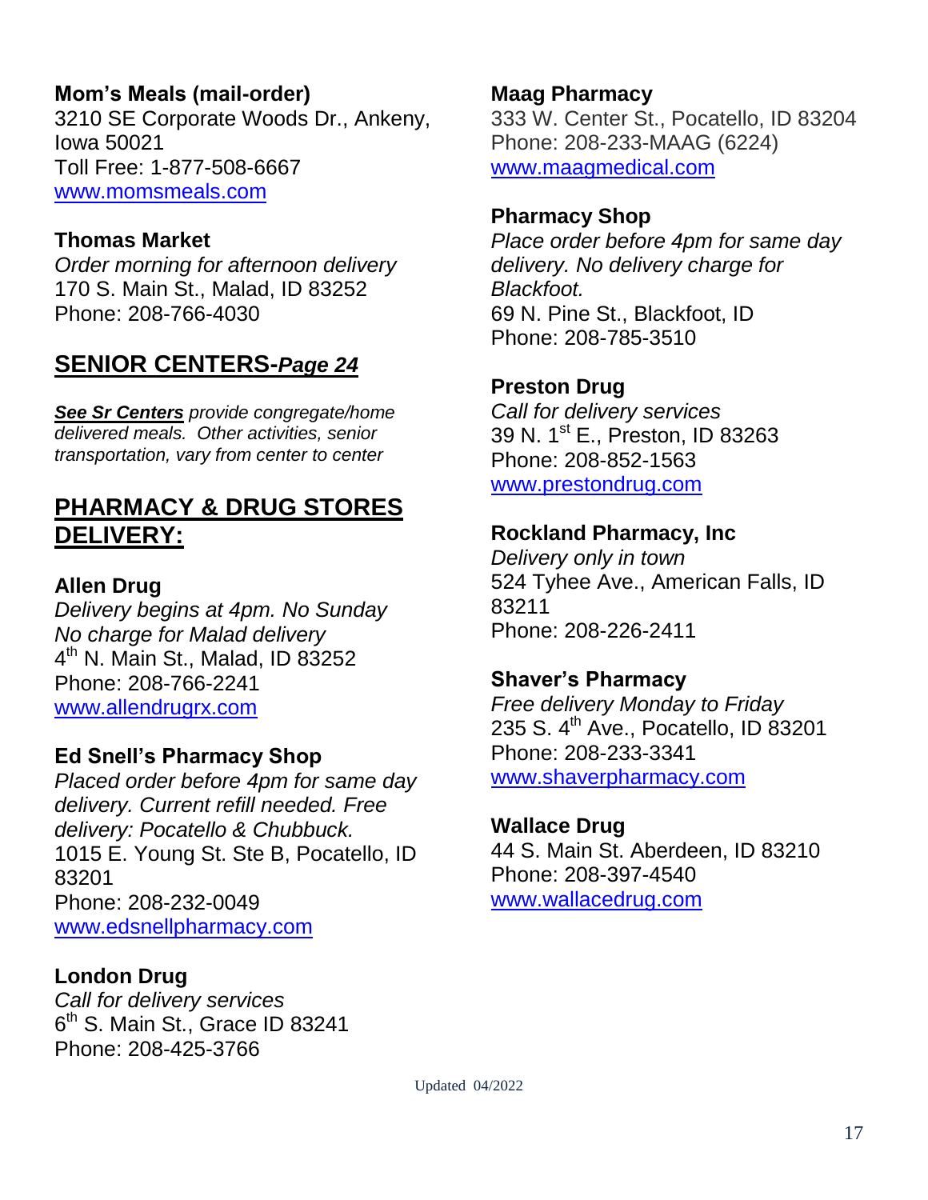**Mom's Meals (mail-order)**
3210 SE Corporate Woods Dr., Ankeny, Iowa 50021
Toll Free: 1-877-508-6667
www.momsmeals.com

**Thomas Market**
*Order morning for afternoon delivery*
170 S. Main St., Malad, ID 83252
Phone: 208-766-4030

## SENIOR CENTERS-*Page 24*

***See Sr Centers*** *provide congregate/home delivered meals. Other activities, senior transportation, vary from center to center*

## PHARMACY & DRUG STORES DELIVERY:

**Allen Drug**
*Delivery begins at 4pm. No Sunday*
*No charge for Malad delivery*
4th N. Main St., Malad, ID 83252
Phone: 208-766-2241
www.allendrugrx.com

**Ed Snell's Pharmacy Shop**
*Placed order before 4pm for same day delivery. Current refill needed. Free delivery: Pocatello & Chubbuck.*
1015 E. Young St. Ste B, Pocatello, ID 83201
Phone: 208-232-0049
www.edsnellpharmacy.com

**London Drug**
*Call for delivery services*
6th S. Main St., Grace ID 83241
Phone: 208-425-3766

**Maag Pharmacy**
333 W. Center St., Pocatello, ID 83204
Phone: 208-233-MAAG (6224)
www.maagmedical.com

**Pharmacy Shop**
*Place order before 4pm for same day delivery. No delivery charge for Blackfoot.*
69 N. Pine St., Blackfoot, ID
Phone: 208-785-3510

**Preston Drug**
*Call for delivery services*
39 N. 1st E., Preston, ID 83263
Phone: 208-852-1563
www.prestondrug.com

**Rockland Pharmacy, Inc**
*Delivery only in town*
524 Tyhee Ave., American Falls, ID 83211
Phone: 208-226-2411

**Shaver's Pharmacy**
*Free delivery Monday to Friday*
235 S. 4th Ave., Pocatello, ID 83201
Phone: 208-233-3341
www.shaverpharmacy.com

**Wallace Drug**
44 S. Main St. Aberdeen, ID 83210
Phone: 208-397-4540
www.wallacedrug.com

Updated 04/2022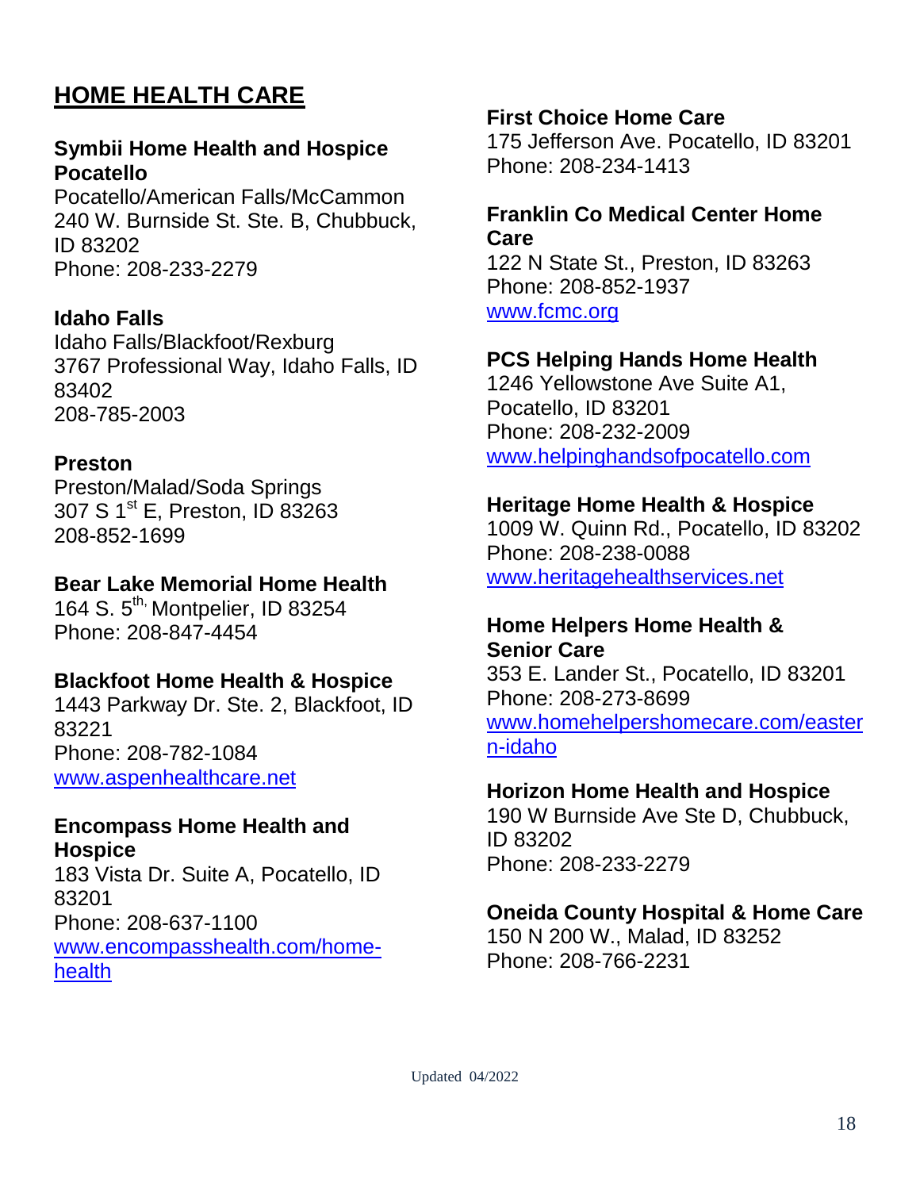## HOME HEALTH CARE

**Symbii Home Health and Hospice Pocatello**
Pocatello/American Falls/McCammon
240 W. Burnside St. Ste. B, Chubbuck, ID 83202
Phone: 208-233-2279

**Idaho Falls**
Idaho Falls/Blackfoot/Rexburg
3767 Professional Way, Idaho Falls, ID 83402
208-785-2003

**Preston**
Preston/Malad/Soda Springs
307 S 1st E, Preston, ID 83263
208-852-1699

**Bear Lake Memorial Home Health**
164 S. 5th, Montpelier, ID 83254
Phone: 208-847-4454

**Blackfoot Home Health & Hospice**
1443 Parkway Dr. Ste. 2, Blackfoot, ID 83221
Phone: 208-782-1084
www.aspenhealthcare.net

**Encompass Home Health and Hospice**
183 Vista Dr. Suite A, Pocatello, ID 83201
Phone: 208-637-1100
www.encompasshealth.com/home-health

**First Choice Home Care**
175 Jefferson Ave. Pocatello, ID 83201
Phone: 208-234-1413

**Franklin Co Medical Center Home Care**
122 N State St., Preston, ID 83263
Phone: 208-852-1937
www.fcmc.org

**PCS Helping Hands Home Health**
1246 Yellowstone Ave Suite A1, Pocatello, ID 83201
Phone: 208-232-2009
www.helpinghandsofpocatello.com

**Heritage Home Health & Hospice**
1009 W. Quinn Rd., Pocatello, ID 83202
Phone: 208-238-0088
www.heritagehealthservices.net

**Home Helpers Home Health & Senior Care**
353 E. Lander St., Pocatello, ID 83201
Phone: 208-273-8699
www.homehelpershomecare.com/eastern-idaho

**Horizon Home Health and Hospice**
190 W Burnside Ave Ste D, Chubbuck, ID 83202
Phone: 208-233-2279

**Oneida County Hospital & Home Care**
150 N 200 W., Malad, ID 83252
Phone: 208-766-2231

Updated 04/2022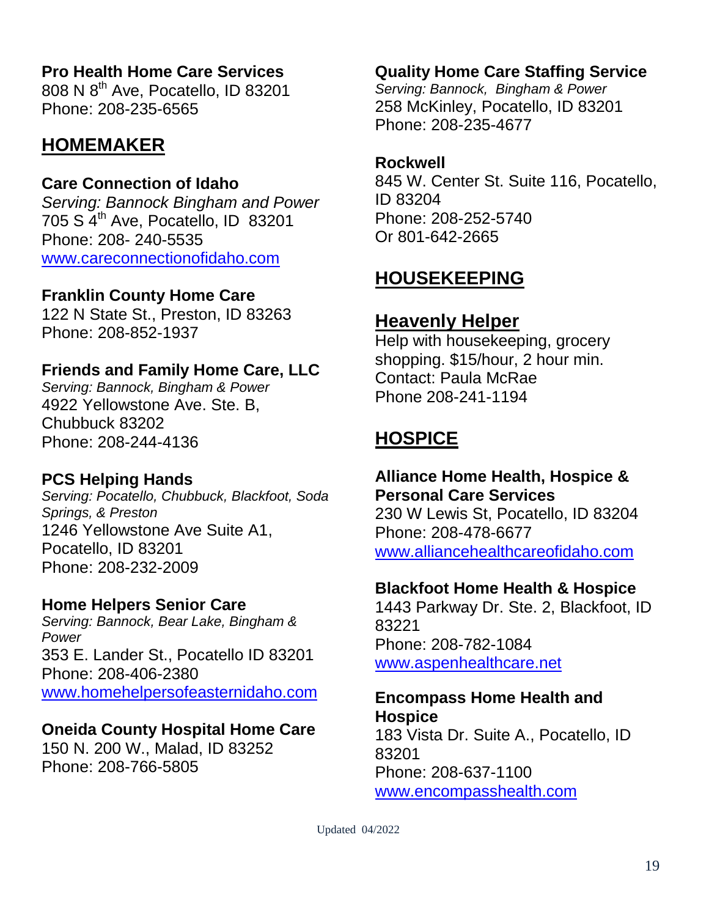**Pro Health Home Care Services**
808 N 8th Ave, Pocatello, ID 83201
Phone: 208-235-6565

## HOMEMAKER

**Care Connection of Idaho**
*Serving: Bannock Bingham and Power*
705 S 4th Ave, Pocatello, ID 83201
Phone: 208- 240-5535
www.careconnectionofidaho.com

**Franklin County Home Care**
122 N State St., Preston, ID 83263
Phone: 208-852-1937

**Friends and Family Home Care, LLC**
*Serving: Bannock, Bingham & Power*
4922 Yellowstone Ave. Ste. B,
Chubbuck 83202
Phone: 208-244-4136

**PCS Helping Hands**
*Serving: Pocatello, Chubbuck, Blackfoot, Soda Springs, & Preston*
1246 Yellowstone Ave Suite A1,
Pocatello, ID 83201
Phone: 208-232-2009

**Home Helpers Senior Care**
*Serving: Bannock, Bear Lake, Bingham & Power*
353 E. Lander St., Pocatello ID 83201
Phone: 208-406-2380
www.homehelpersofeasternidaho.com

**Oneida County Hospital Home Care**
150 N. 200 W., Malad, ID 83252
Phone: 208-766-5805

**Quality Home Care Staffing Service**
*Serving: Bannock, Bingham & Power*
258 McKinley, Pocatello, ID 83201
Phone: 208-235-4677

**Rockwell**
845 W. Center St. Suite 116, Pocatello, ID 83204
Phone: 208-252-5740
Or 801-642-2665

## HOUSEKEEPING

### Heavenly Helper

Help with housekeeping, grocery shopping. $15/hour, 2 hour min.
Contact: Paula McRae
Phone 208-241-1194

## HOSPICE

**Alliance Home Health, Hospice & Personal Care Services**
230 W Lewis St, Pocatello, ID 83204
Phone: 208-478-6677
www.alliancehealthcareofidaho.com

**Blackfoot Home Health & Hospice**
1443 Parkway Dr. Ste. 2, Blackfoot, ID 83221
Phone: 208-782-1084
www.aspenhealthcare.net

**Encompass Home Health and Hospice**
183 Vista Dr. Suite A., Pocatello, ID 83201
Phone: 208-637-1100
www.encompasshealth.com

Updated 04/2022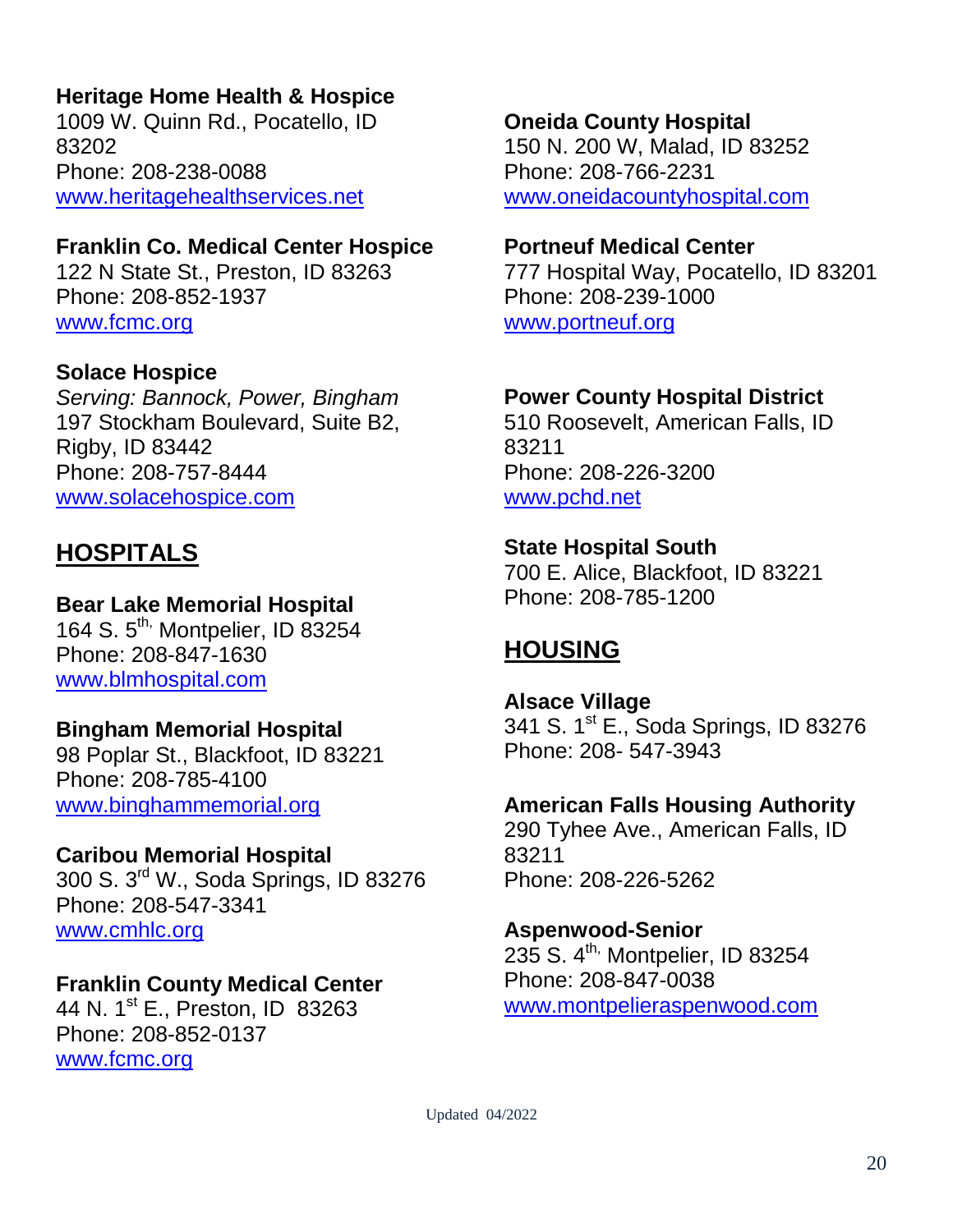**Heritage Home Health & Hospice**
1009 W. Quinn Rd., Pocatello, ID 83202
Phone: 208-238-0088
www.heritagehealthservices.net

**Franklin Co. Medical Center Hospice**
122 N State St., Preston, ID 83263
Phone: 208-852-1937
www.fcmc.org

**Solace Hospice**
*Serving: Bannock, Power, Bingham*
197 Stockham Boulevard, Suite B2, Rigby, ID 83442
Phone: 208-757-8444
www.solacehospice.com

## HOSPITALS

**Bear Lake Memorial Hospital**
164 S. 5th, Montpelier, ID 83254
Phone: 208-847-1630
www.blmhospital.com

**Bingham Memorial Hospital**
98 Poplar St., Blackfoot, ID 83221
Phone: 208-785-4100
www.binghammemorial.org

**Caribou Memorial Hospital**
300 S. 3rd W., Soda Springs, ID 83276
Phone: 208-547-3341
www.cmhlc.org

**Franklin County Medical Center**
44 N. 1st E., Preston, ID 83263
Phone: 208-852-0137
www.fcmc.org

**Oneida County Hospital**
150 N. 200 W, Malad, ID 83252
Phone: 208-766-2231
www.oneidacountyhospital.com

**Portneuf Medical Center**
777 Hospital Way, Pocatello, ID 83201
Phone: 208-239-1000
www.portneuf.org

**Power County Hospital District**
510 Roosevelt, American Falls, ID 83211
Phone: 208-226-3200
www.pchd.net

**State Hospital South**
700 E. Alice, Blackfoot, ID 83221
Phone: 208-785-1200

## HOUSING

**Alsace Village**
341 S. 1st E., Soda Springs, ID 83276
Phone: 208- 547-3943

**American Falls Housing Authority**
290 Tyhee Ave., American Falls, ID 83211
Phone: 208-226-5262

**Aspenwood-Senior**
235 S. 4th, Montpelier, ID 83254
Phone: 208-847-0038
www.montpelieraspenwood.com

Updated 04/2022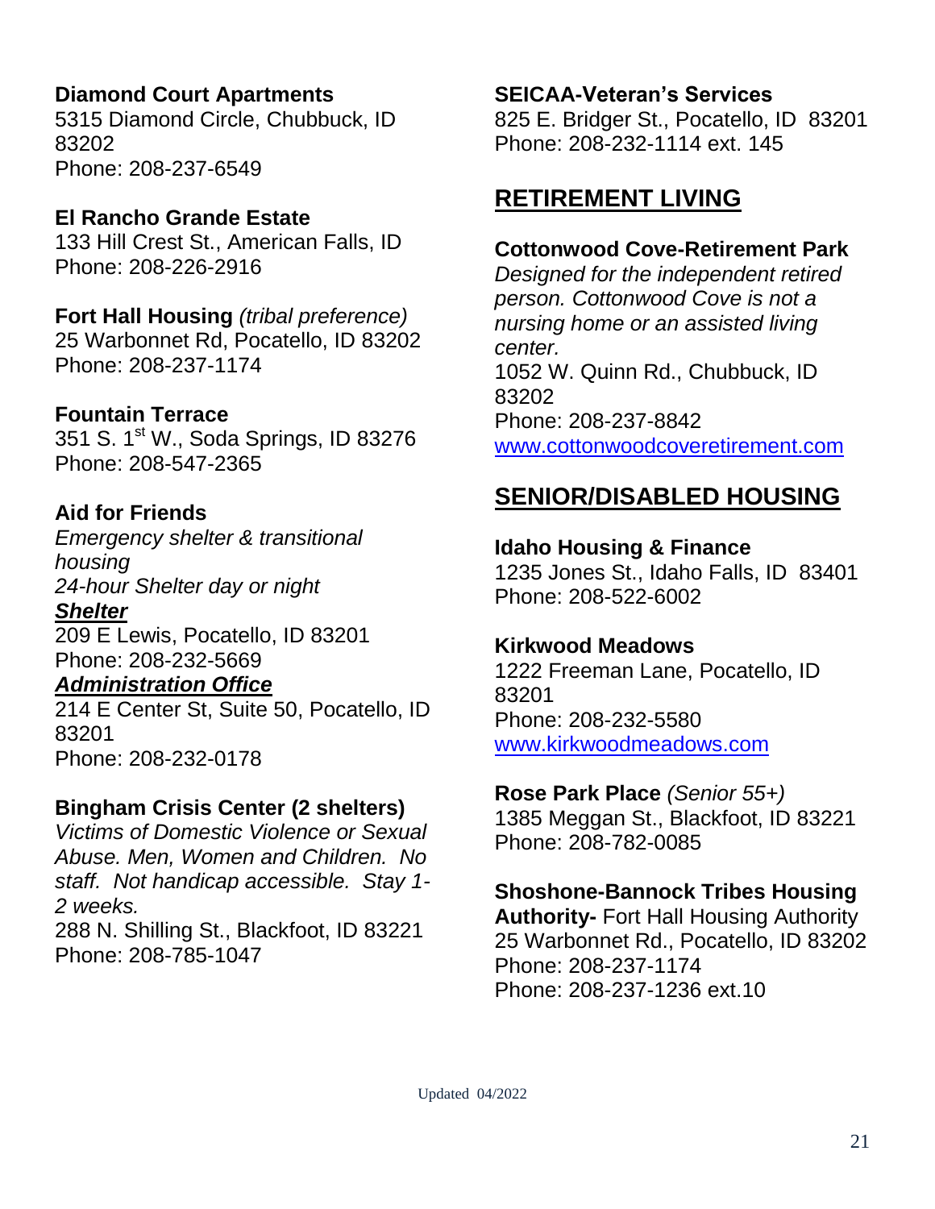**Diamond Court Apartments**
5315 Diamond Circle, Chubbuck, ID 83202
Phone: 208-237-6549

**El Rancho Grande Estate**
133 Hill Crest St., American Falls, ID
Phone: 208-226-2916

**Fort Hall Housing** *(tribal preference)*
25 Warbonnet Rd, Pocatello, ID 83202
Phone: 208-237-1174

**Fountain Terrace**
351 S. 1st W., Soda Springs, ID 83276
Phone: 208-547-2365

**Aid for Friends**
*Emergency shelter & transitional housing*
*24-hour Shelter day or night*
***Shelter***
209 E Lewis, Pocatello, ID 83201
Phone: 208-232-5669
***Administration Office***
214 E Center St, Suite 50, Pocatello, ID 83201
Phone: 208-232-0178

**Bingham Crisis Center (2 shelters)**
*Victims of Domestic Violence or Sexual Abuse. Men, Women and Children. No staff. Not handicap accessible. Stay 1-2 weeks.*
288 N. Shilling St., Blackfoot, ID 83221
Phone: 208-785-1047

**SEICAA-Veteran's Services**
825 E. Bridger St., Pocatello, ID 83201
Phone: 208-232-1114 ext. 145

## RETIREMENT LIVING

**Cottonwood Cove-Retirement Park**
*Designed for the independent retired person. Cottonwood Cove is not a nursing home or an assisted living center.*
1052 W. Quinn Rd., Chubbuck, ID 83202
Phone: 208-237-8842
www.cottonwoodcoveretirement.com

## SENIOR/DISABLED HOUSING

**Idaho Housing & Finance**
1235 Jones St., Idaho Falls, ID 83401
Phone: 208-522-6002

**Kirkwood Meadows**
1222 Freeman Lane, Pocatello, ID 83201
Phone: 208-232-5580
www.kirkwoodmeadows.com

**Rose Park Place** *(Senior 55+)*
1385 Meggan St., Blackfoot, ID 83221
Phone: 208-782-0085

**Shoshone-Bannock Tribes Housing Authority-** Fort Hall Housing Authority
25 Warbonnet Rd., Pocatello, ID 83202
Phone: 208-237-1174
Phone: 208-237-1236 ext.10

Updated 04/2022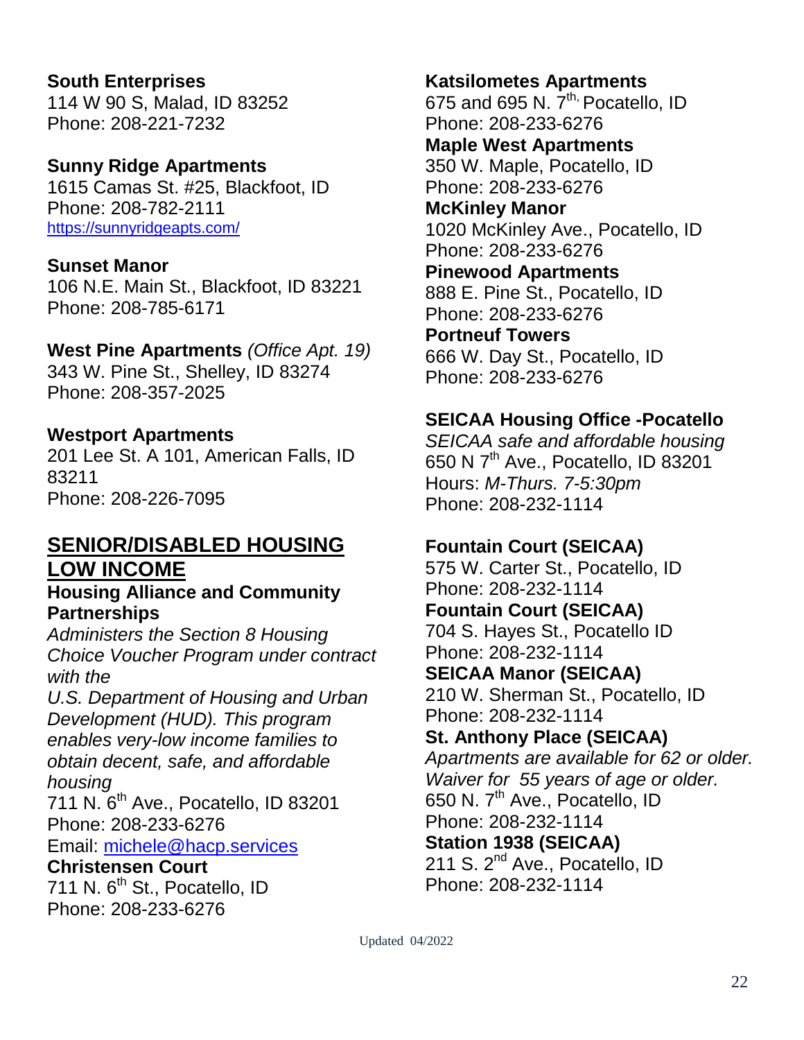**South Enterprises**
114 W 90 S, Malad, ID 83252
Phone: 208-221-7232

**Sunny Ridge Apartments**
1615 Camas St. #25, Blackfoot, ID
Phone: 208-782-2111
https://sunnyridgeapts.com/

**Sunset Manor**
106 N.E. Main St., Blackfoot, ID 83221
Phone: 208-785-6171

**West Pine Apartments** *(Office Apt. 19)*
343 W. Pine St., Shelley, ID 83274
Phone: 208-357-2025

**Westport Apartments**
201 Lee St. A 101, American Falls, ID 83211
Phone: 208-226-7095

## SENIOR/DISABLED HOUSING LOW INCOME

**Housing Alliance and Community Partnerships**
*Administers the Section 8 Housing Choice Voucher Program under contract with the U.S. Department of Housing and Urban Development (HUD). This program enables very-low income families to obtain decent, safe, and affordable housing*
711 N. 6th Ave., Pocatello, ID 83201
Phone: 208-233-6276
Email: michele@hacp.services

**Christensen Court**
711 N. 6th St., Pocatello, ID
Phone: 208-233-6276

**Katsilometes Apartments**
675 and 695 N. 7th, Pocatello, ID
Phone: 208-233-6276

**Maple West Apartments**
350 W. Maple, Pocatello, ID
Phone: 208-233-6276

**McKinley Manor**
1020 McKinley Ave., Pocatello, ID
Phone: 208-233-6276

**Pinewood Apartments**
888 E. Pine St., Pocatello, ID
Phone: 208-233-6276

**Porteneuf Towers**
666 W. Day St., Pocatello, ID
Phone: 208-233-6276

**SEICAA Housing Office -Pocatello**
*SEICAA safe and affordable housing*
650 N 7th Ave., Pocatello, ID 83201
Hours: *M-Thurs. 7-5:30pm*
Phone: 208-232-1114

**Fountain Court (SEICAA)**
575 W. Carter St., Pocatello, ID
Phone: 208-232-1114

**Fountain Court (SEICAA)**
704 S. Hayes St., Pocatello ID
Phone: 208-232-1114

**SEICAA Manor (SEICAA)**
210 W. Sherman St., Pocatello, ID
Phone: 208-232-1114

**St. Anthony Place (SEICAA)**
*Apartments are available for 62 or older. Waiver for 55 years of age or older.*
650 N. 7th Ave., Pocatello, ID
Phone: 208-232-1114

**Station 1938 (SEICAA)**
211 S. 2nd Ave., Pocatello, ID
Phone: 208-232-1114

Updated 04/2022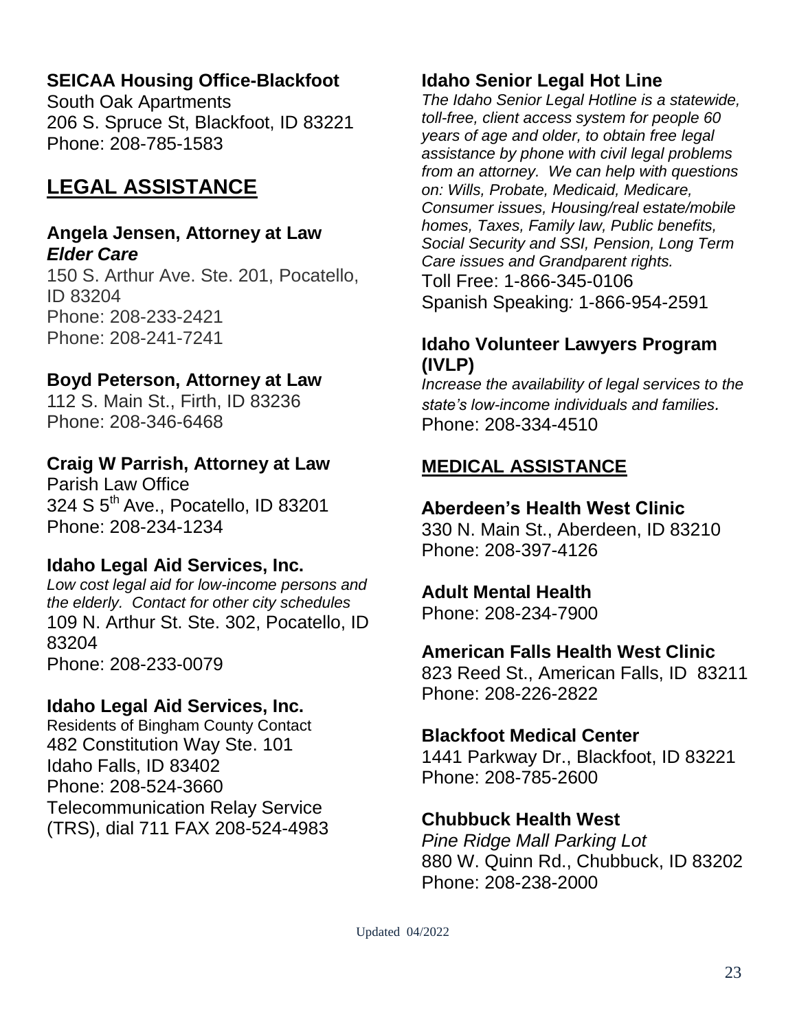### SEICAA Housing Office-Blackfoot

South Oak Apartments
206 S. Spruce St, Blackfoot, ID 83221
Phone: 208-785-1583

## LEGAL ASSISTANCE

### Angela Jensen, Attorney at Law *Elder Care*

150 S. Arthur Ave. Ste. 201, Pocatello, ID 83204
Phone: 208-233-2421
Phone: 208-241-7241

### Boyd Peterson, Attorney at Law

112 S. Main St., Firth, ID 83236
Phone: 208-346-6468

### Craig W Parrish, Attorney at Law

Parish Law Office
324 S 5th Ave., Pocatello, ID 83201
Phone: 208-234-1234

### Idaho Legal Aid Services, Inc.

*Low cost legal aid for low-income persons and the elderly. Contact for other city schedules*
109 N. Arthur St. Ste. 302, Pocatello, ID 83204
Phone: 208-233-0079

### Idaho Legal Aid Services, Inc.

Residents of Bingham County Contact
482 Constitution Way Ste. 101
Idaho Falls, ID 83402
Phone: 208-524-3660
Telecommunication Relay Service (TRS), dial 711 FAX 208-524-4983

### Idaho Senior Legal Hot Line

*The Idaho Senior Legal Hotline is a statewide, toll-free, client access system for people 60 years of age and older, to obtain free legal assistance by phone with civil legal problems from an attorney. We can help with questions on: Wills, Probate, Medicaid, Medicare, Consumer issues, Housing/real estate/mobile homes, Taxes, Family law, Public benefits, Social Security and SSI, Pension, Long Term Care issues and Grandparent rights.*
Toll Free: 1-866-345-0106
Spanish Speaking: 1-866-954-2591

### Idaho Volunteer Lawyers Program (IVLP)

*Increase the availability of legal services to the state's low-income individuals and families.*
Phone: 208-334-4510

## MEDICAL ASSISTANCE

### Aberdeen's Health West Clinic

330 N. Main St., Aberdeen, ID 83210
Phone: 208-397-4126

### Adult Mental Health

Phone: 208-234-7900

### American Falls Health West Clinic

823 Reed St., American Falls, ID 83211
Phone: 208-226-2822

### Blackfoot Medical Center

1441 Parkway Dr., Blackfoot, ID 83221
Phone: 208-785-2600

### Chubbuck Health West

*Pine Ridge Mall Parking Lot*
880 W. Quinn Rd., Chubbuck, ID 83202
Phone: 208-238-2000

Updated 04/2022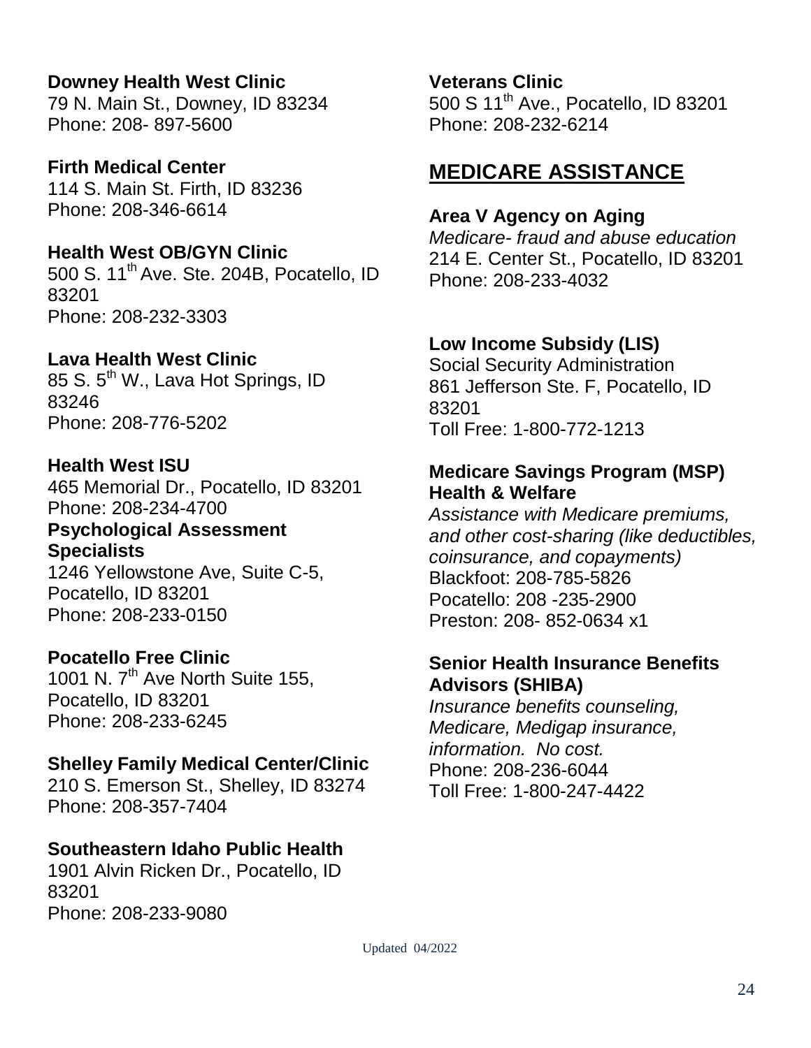**Downey Health West Clinic**
79 N. Main St., Downey, ID 83234
Phone: 208- 897-5600

**Firth Medical Center**
114 S. Main St. Firth, ID 83236
Phone: 208-346-6614

**Health West OB/GYN Clinic**
500 S. 11th Ave. Ste. 204B, Pocatello, ID 83201
Phone: 208-232-3303

**Lava Health West Clinic**
85 S. 5th W., Lava Hot Springs, ID 83246
Phone: 208-776-5202

**Health West ISU**
465 Memorial Dr., Pocatello, ID 83201
Phone: 208-234-4700

**Psychological Assessment Specialists**
1246 Yellowstone Ave, Suite C-5, Pocatello, ID 83201
Phone: 208-233-0150

**Pocatello Free Clinic**
1001 N. 7th Ave North Suite 155, Pocatello, ID 83201
Phone: 208-233-6245

**Shelley Family Medical Center/Clinic**
210 S. Emerson St., Shelley, ID 83274
Phone: 208-357-7404

**Southeastern Idaho Public Health**
1901 Alvin Ricken Dr., Pocatello, ID 83201
Phone: 208-233-9080

**Veterans Clinic**
500 S 11th Ave., Pocatello, ID 83201
Phone: 208-232-6214

## MEDICARE ASSISTANCE

**Area V Agency on Aging**
*Medicare- fraud and abuse education*
214 E. Center St., Pocatello, ID 83201
Phone: 208-233-4032

**Low Income Subsidy (LIS)**
Social Security Administration
861 Jefferson Ste. F, Pocatello, ID 83201
Toll Free: 1-800-772-1213

**Medicare Savings Program (MSP) Health & Welfare**
*Assistance with Medicare premiums, and other cost-sharing (like deductibles, coinsurance, and copayments)*
Blackfoot: 208-785-5826
Pocatello: 208 -235-2900
Preston: 208- 852-0634 x1

**Senior Health Insurance Benefits Advisors (SHIBA)**
*Insurance benefits counseling, Medicare, Medigap insurance, information. No cost.*
Phone: 208-236-6044
Toll Free: 1-800-247-4422

Updated 04/2022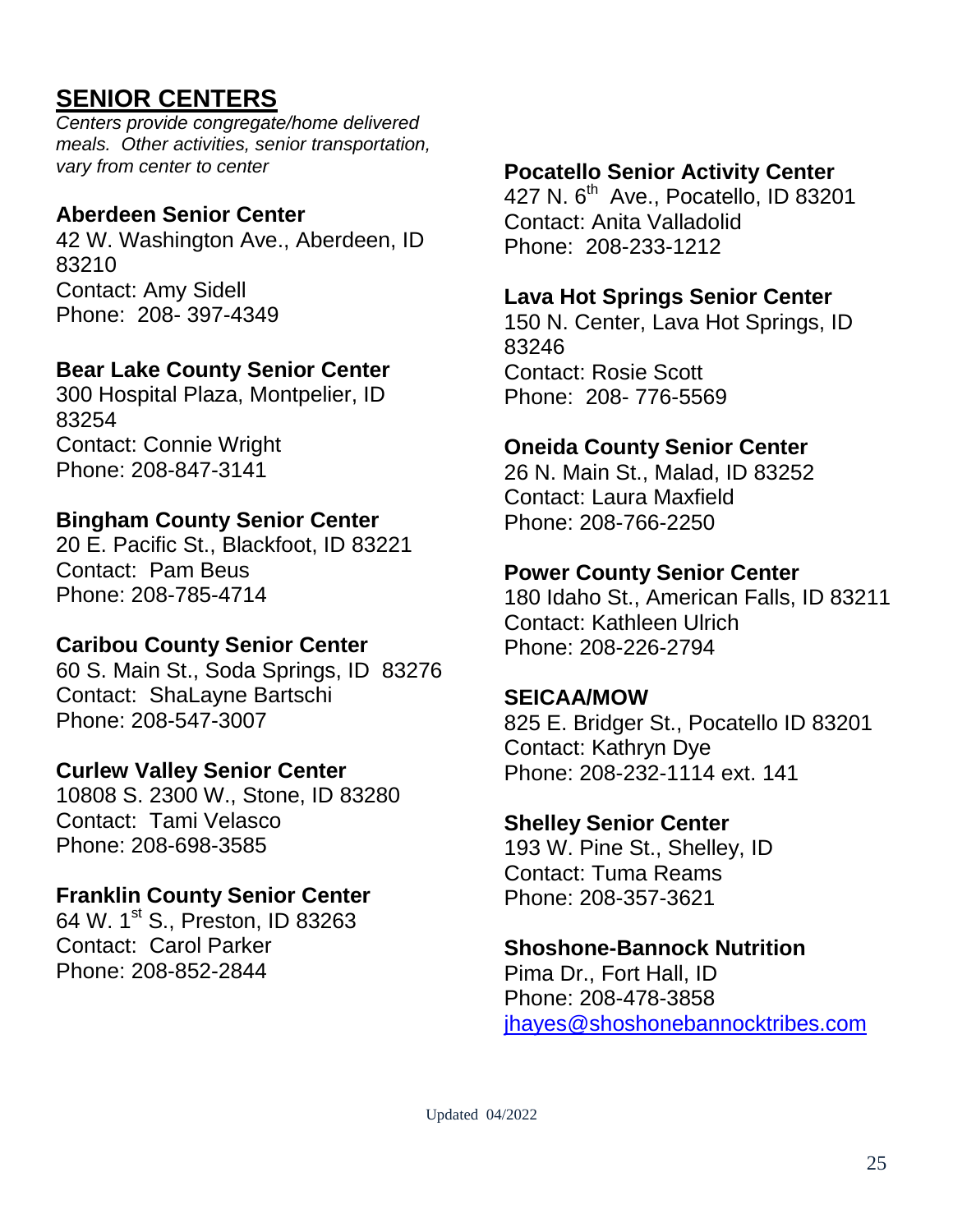## SENIOR CENTERS

*Centers provide congregate/home delivered meals. Other activities, senior transportation, vary from center to center*

**Aberdeen Senior Center**
42 W. Washington Ave., Aberdeen, ID 83210
Contact: Amy Sidell
Phone: 208- 397-4349

**Bear Lake County Senior Center**
300 Hospital Plaza, Montpelier, ID 83254
Contact: Connie Wright
Phone: 208-847-3141

**Bingham County Senior Center**
20 E. Pacific St., Blackfoot, ID 83221
Contact: Pam Beus
Phone: 208-785-4714

**Caribou County Senior Center**
60 S. Main St., Soda Springs, ID 83276
Contact: ShaLayne Bartschi
Phone: 208-547-3007

**Curlew Valley Senior Center**
10808 S. 2300 W., Stone, ID 83280
Contact: Tami Velasco
Phone: 208-698-3585

**Franklin County Senior Center**
64 W. 1st S., Preston, ID 83263
Contact: Carol Parker
Phone: 208-852-2844

**Pocatello Senior Activity Center**
427 N. 6th Ave., Pocatello, ID 83201
Contact: Anita Valladolid
Phone: 208-233-1212

**Lava Hot Springs Senior Center**
150 N. Center, Lava Hot Springs, ID 83246
Contact: Rosie Scott
Phone: 208- 776-5569

**Oneida County Senior Center**
26 N. Main St., Malad, ID 83252
Contact: Laura Maxfield
Phone: 208-766-2250

**Power County Senior Center**
180 Idaho St., American Falls, ID 83211
Contact: Kathleen Ulrich
Phone: 208-226-2794

**SEICAA/MOW**
825 E. Bridger St., Pocatello ID 83201
Contact: Kathryn Dye
Phone: 208-232-1114 ext. 141

**Shelley Senior Center**
193 W. Pine St., Shelley, ID
Contact: Tuma Reams
Phone: 208-357-3621

**Shoshone-Bannock Nutrition**
Pima Dr., Fort Hall, ID
Phone: 208-478-3858
jhayes@shoshonebannocktribes.com

Updated 04/2022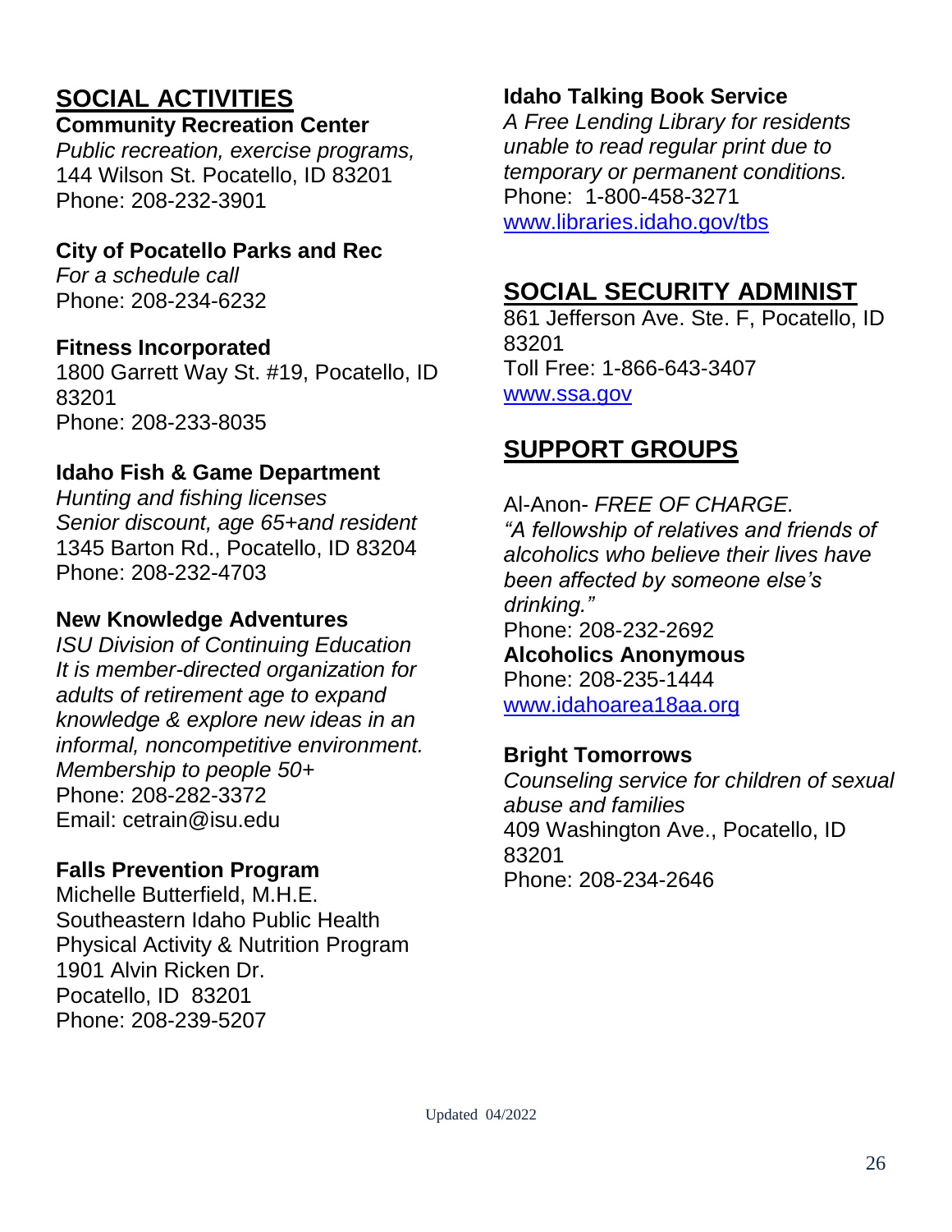## SOCIAL ACTIVITIES

**Community Recreation Center**
*Public recreation, exercise programs,*
144 Wilson St. Pocatello, ID 83201
Phone: 208-232-3901

**City of Pocatello Parks and Rec**
*For a schedule call*
Phone: 208-234-6232

**Fitness Incorporated**
1800 Garrett Way St. #19, Pocatello, ID 83201
Phone: 208-233-8035

**Idaho Fish & Game Department**
*Hunting and fishing licenses*
*Senior discount, age 65+and resident*
1345 Barton Rd., Pocatello, ID 83204
Phone: 208-232-4703

**New Knowledge Adventures**
*ISU Division of Continuing Education*
*It is member-directed organization for adults of retirement age to expand knowledge & explore new ideas in an informal, noncompetitive environment.*
*Membership to people 50+*
Phone: 208-282-3372
Email: cetrain@isu.edu

**Falls Prevention Program**
Michelle Butterfield, M.H.E.
Southeastern Idaho Public Health
Physical Activity & Nutrition Program
1901 Alvin Ricken Dr.
Pocatello, ID 83201
Phone: 208-239-5207

**Idaho Talking Book Service**
*A Free Lending Library for residents unable to read regular print due to temporary or permanent conditions.*
Phone: 1-800-458-3271
www.libraries.idaho.gov/tbs

## SOCIAL SECURITY ADMINIST

861 Jefferson Ave. Ste. F, Pocatello, ID 83201
Toll Free: 1-866-643-3407
www.ssa.gov

## SUPPORT GROUPS

Al-Anon- *FREE OF CHARGE.*
*"A fellowship of relatives and friends of alcoholics who believe their lives have been affected by someone else's drinking."*
Phone: 208-232-2692

**Alcoholics Anonymous**
Phone: 208-235-1444
www.idahoarea18aa.org

**Bright Tomorrows**
*Counseling service for children of sexual abuse and families*
409 Washington Ave., Pocatello, ID 83201
Phone: 208-234-2646

Updated 04/2022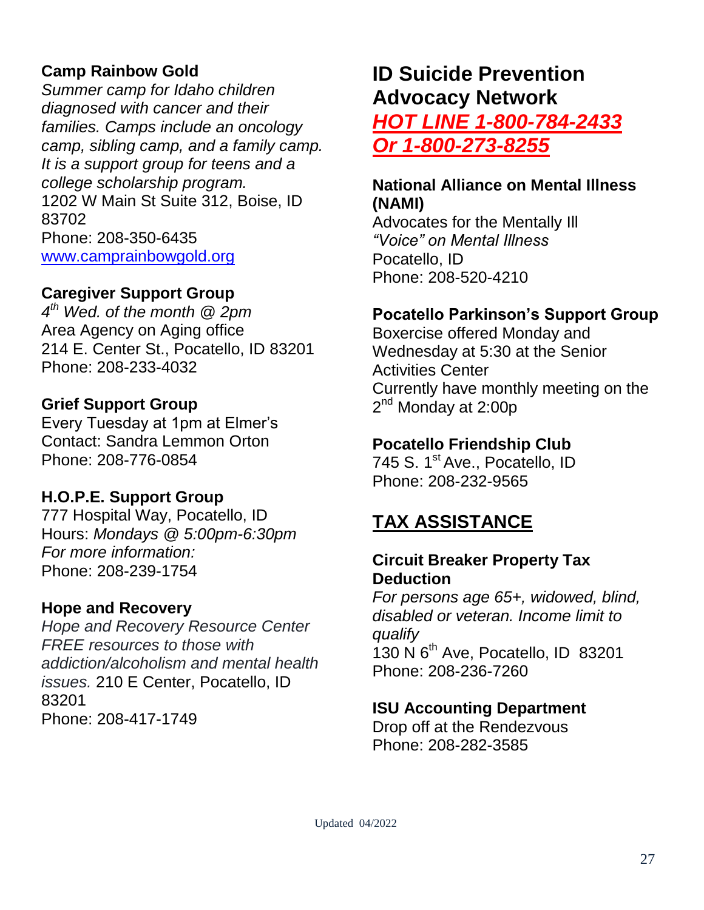**Camp Rainbow Gold**

*Summer camp for Idaho children diagnosed with cancer and their families. Camps include an oncology camp, sibling camp, and a family camp. It is a support group for teens and a college scholarship program.*
1202 W Main St Suite 312, Boise, ID 83702
Phone: 208-350-6435
www.camprainbowgold.org

**Caregiver Support Group**

*4th Wed. of the month @ 2pm*
Area Agency on Aging office
214 E. Center St., Pocatello, ID 83201
Phone: 208-233-4032

**Grief Support Group**

Every Tuesday at 1pm at Elmer's
Contact: Sandra Lemmon Orton
Phone: 208-776-0854

**H.O.P.E. Support Group**

777 Hospital Way, Pocatello, ID
Hours: *Mondays @ 5:00pm-6:30pm*
*For more information:*
Phone: 208-239-1754

**Hope and Recovery**

*Hope and Recovery Resource Center FREE resources to those with addiction/alcoholism and mental health issues.* 210 E Center, Pocatello, ID 83201
Phone: 208-417-1749

## ID Suicide Prevention Advocacy Network

***HOT LINE 1-800-784-2433***
***Or 1-800-273-8255***

**National Alliance on Mental Illness (NAMI)**

Advocates for the Mentally Ill
*"Voice" on Mental Illness*
Pocatello, ID
Phone: 208-520-4210

**Pocatello Parkinson's Support Group**

Boxercise offered Monday and Wednesday at 5:30 at the Senior Activities Center
Currently have monthly meeting on the 2nd Monday at 2:00p

**Pocatello Friendship Club**

745 S. 1st Ave., Pocatello, ID
Phone: 208-232-9565

## TAX ASSISTANCE

**Circuit Breaker Property Tax Deduction**

*For persons age 65+, widowed, blind, disabled or veteran. Income limit to qualify*
130 N 6th Ave, Pocatello, ID 83201
Phone: 208-236-7260

**ISU Accounting Department**

Drop off at the Rendezvous
Phone: 208-282-3585

Updated 04/2022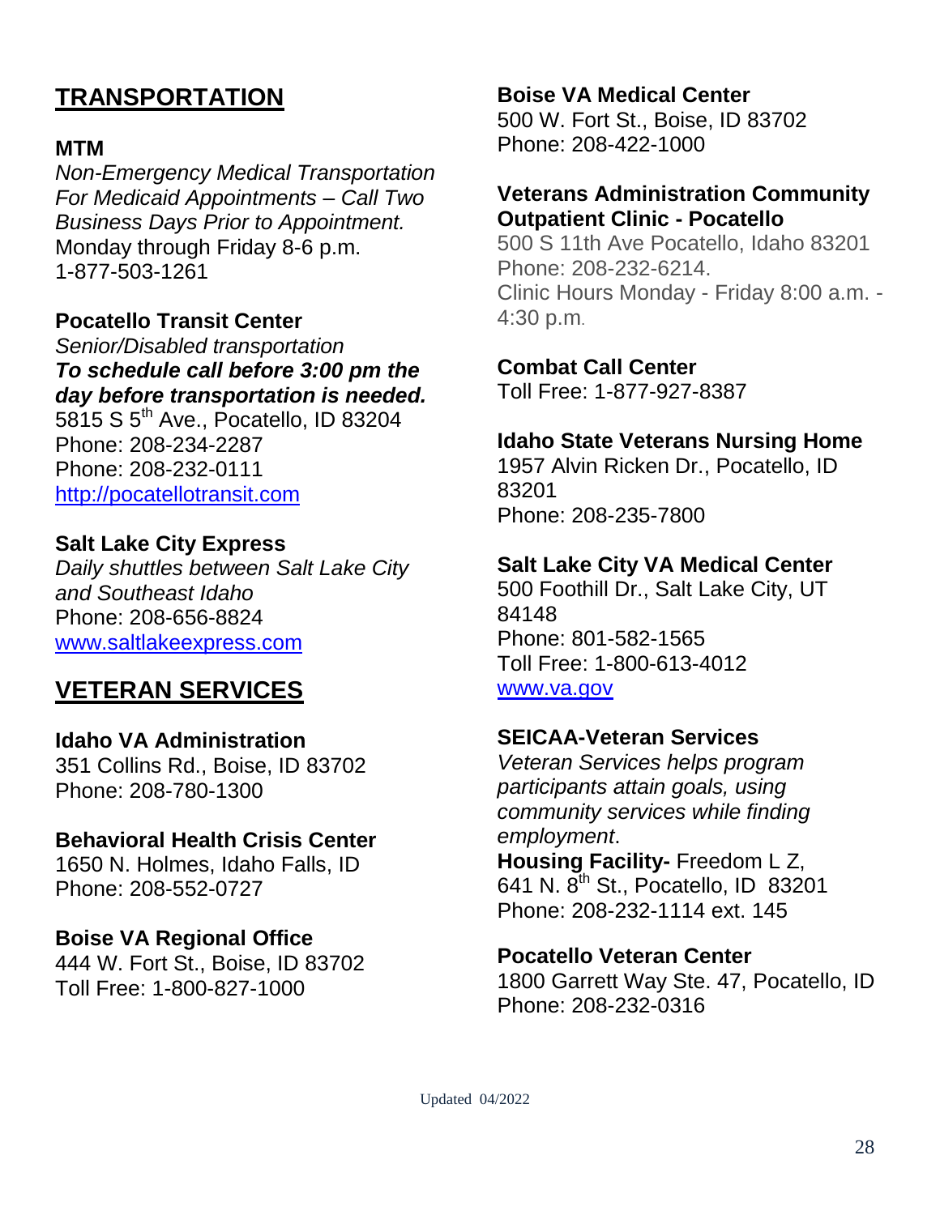## TRANSPORTATION

**MTM**
*Non-Emergency Medical Transportation For Medicaid Appointments – Call Two Business Days Prior to Appointment.*
Monday through Friday 8-6 p.m.
1-877-503-1261

**Pocatello Transit Center**
*Senior/Disabled transportation*
***To schedule call before 3:00 pm the day before transportation is needed.***
5815 S 5th Ave., Pocatello, ID 83204
Phone: 208-234-2287
Phone: 208-232-0111
http://pocatellotransit.com

**Salt Lake City Express**
*Daily shuttles between Salt Lake City and Southeast Idaho*
Phone: 208-656-8824
www.saltlakeexpress.com

## VETERAN SERVICES

**Idaho VA Administration**
351 Collins Rd., Boise, ID 83702
Phone: 208-780-1300

**Behavioral Health Crisis Center**
1650 N. Holmes, Idaho Falls, ID
Phone: 208-552-0727

**Boise VA Regional Office**
444 W. Fort St., Boise, ID 83702
Toll Free: 1-800-827-1000

**Boise VA Medical Center**
500 W. Fort St., Boise, ID 83702
Phone: 208-422-1000

**Veterans Administration Community Outpatient Clinic - Pocatello**
500 S 11th Ave Pocatello, Idaho 83201
Phone: 208-232-6214.
Clinic Hours Monday - Friday 8:00 a.m. - 4:30 p.m.

**Combat Call Center**
Toll Free: 1-877-927-8387

**Idaho State Veterans Nursing Home**
1957 Alvin Ricken Dr., Pocatello, ID 83201
Phone: 208-235-7800

**Salt Lake City VA Medical Center**
500 Foothill Dr., Salt Lake City, UT 84148
Phone: 801-582-1565
Toll Free: 1-800-613-4012
www.va.gov

**SEICAA-Veteran Services**
*Veteran Services helps program participants attain goals, using community services while finding employment*.
**Housing Facility-** Freedom L Z, 641 N. 8th St., Pocatello, ID 83201
Phone: 208-232-1114 ext. 145

**Pocatello Veteran Center**
1800 Garrett Way Ste. 47, Pocatello, ID
Phone: 208-232-0316

Updated 04/2022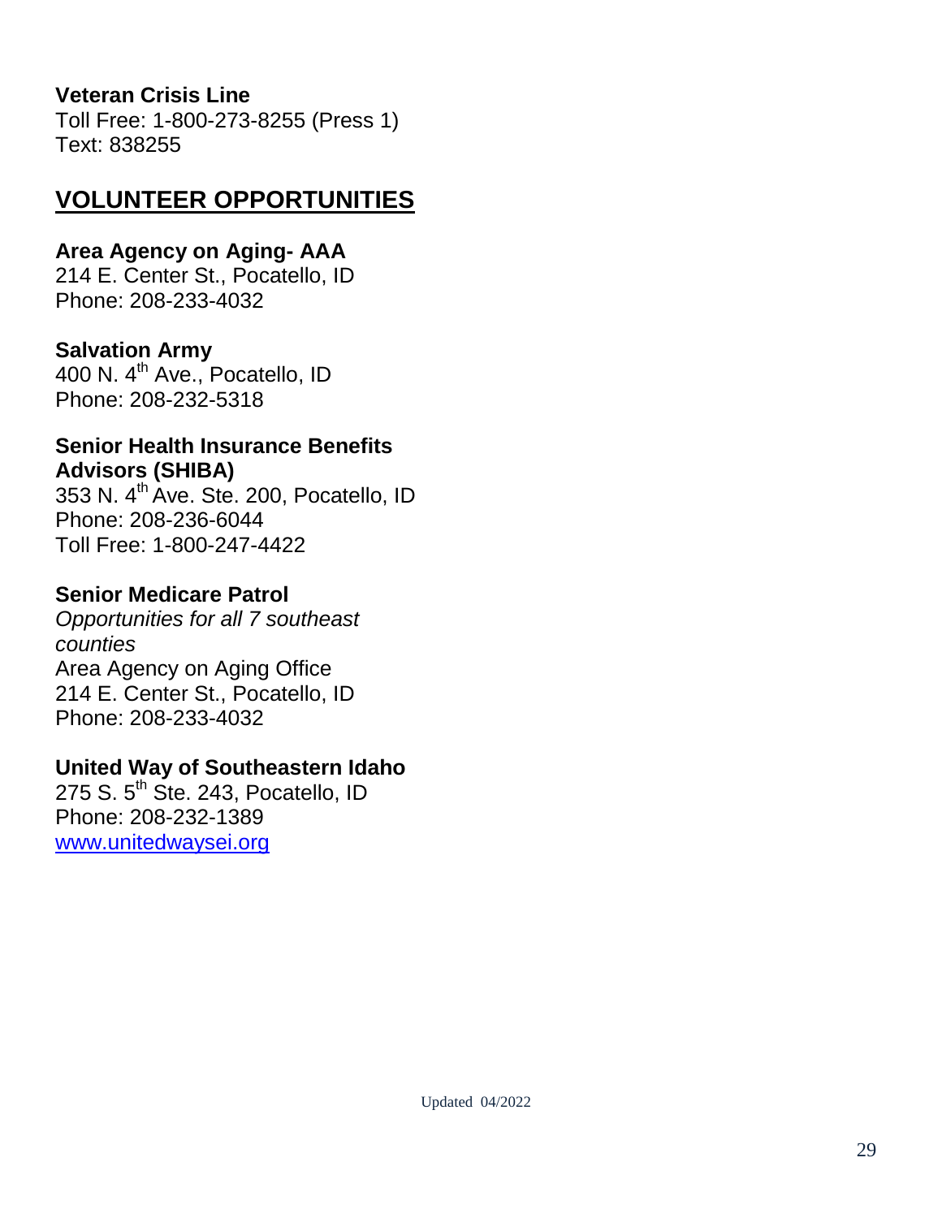**Veteran Crisis Line**
Toll Free: 1-800-273-8255 (Press 1)
Text: 838255

## VOLUNTEER OPPORTUNITIES

**Area Agency on Aging- AAA**
214 E. Center St., Pocatello, ID
Phone: 208-233-4032

**Salvation Army**
400 N. 4th Ave., Pocatello, ID
Phone: 208-232-5318

**Senior Health Insurance Benefits Advisors (SHIBA)**
353 N. 4th Ave. Ste. 200, Pocatello, ID
Phone: 208-236-6044
Toll Free: 1-800-247-4422

**Senior Medicare Patrol**
*Opportunities for all 7 southeast counties*
Area Agency on Aging Office
214 E. Center St., Pocatello, ID
Phone: 208-233-4032

**United Way of Southeastern Idaho**
275 S. 5th Ste. 243, Pocatello, ID
Phone: 208-232-1389
www.unitedwaysei.org

Updated 04/2022